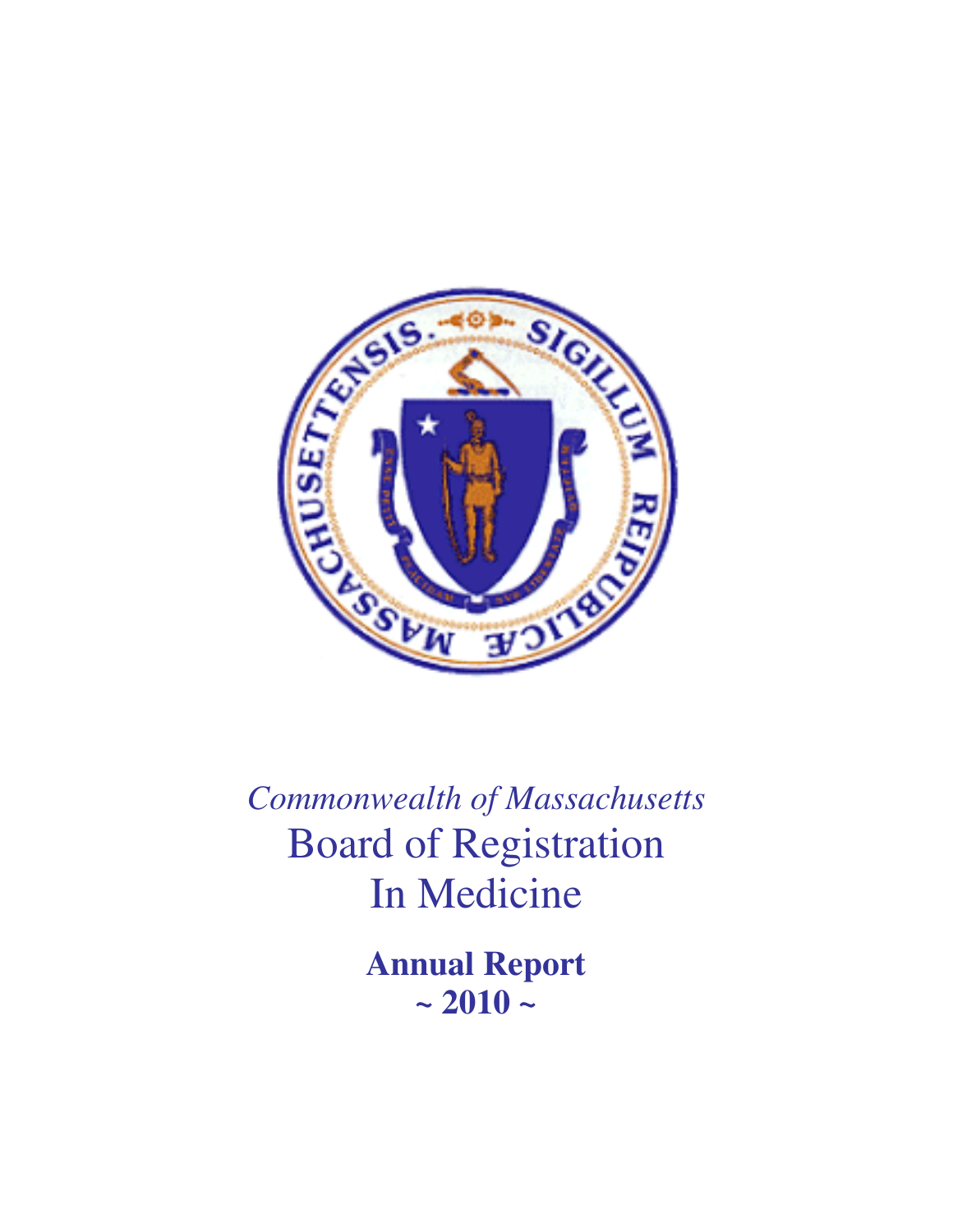*Commonwealth of Massachusetts*

# Board of Registration In Medicine

**Annual Report**

**~ 2010 ~**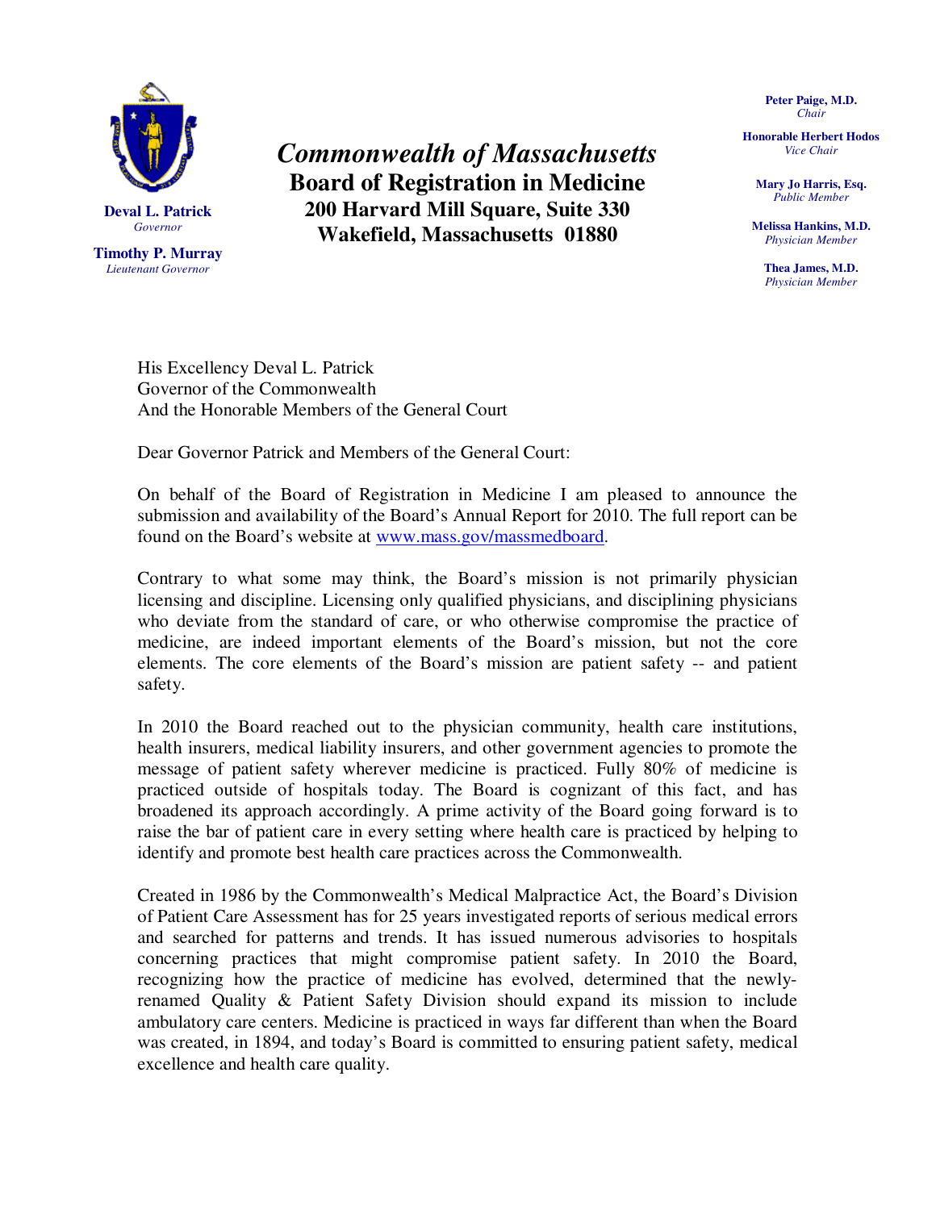**Deval L. Patrick**
*Governor*

**Timothy P. Murray**
*Lieutenant Governor*

# *Commonwealth of Massachusetts*
## Board of Registration in Medicine
### 200 Harvard Mill Square, Suite 330
### Wakefield, Massachusetts 01880

**Peter Paige, M.D.**
*Chair*

**Honorable Herbert Hodos**
*Vice Chair*

**Mary Jo Harris, Esq.**
*Public Member*

**Melissa Hankins, M.D.**
*Physician Member*

**Thea James, M.D.**
*Physician Member*

His Excellency Deval L. Patrick
Governor of the Commonwealth
And the Honorable Members of the General Court

Dear Governor Patrick and Members of the General Court:

On behalf of the Board of Registration in Medicine I am pleased to announce the submission and availability of the Board's Annual Report for 2010. The full report can be found on the Board's website at www.mass.gov/massmedboard.

Contrary to what some may think, the Board's mission is not primarily physician licensing and discipline. Licensing only qualified physicians, and disciplining physicians who deviate from the standard of care, or who otherwise compromise the practice of medicine, are indeed important elements of the Board's mission, but not the core elements. The core elements of the Board's mission are patient safety -- and patient safety.

In 2010 the Board reached out to the physician community, health care institutions, health insurers, medical liability insurers, and other government agencies to promote the message of patient safety wherever medicine is practiced. Fully 80% of medicine is practiced outside of hospitals today. The Board is cognizant of this fact, and has broadened its approach accordingly. A prime activity of the Board going forward is to raise the bar of patient care in every setting where health care is practiced by helping to identify and promote best health care practices across the Commonwealth.

Created in 1986 by the Commonwealth's Medical Malpractice Act, the Board's Division of Patient Care Assessment has for 25 years investigated reports of serious medical errors and searched for patterns and trends. It has issued numerous advisories to hospitals concerning practices that might compromise patient safety. In 2010 the Board, recognizing how the practice of medicine has evolved, determined that the newly-renamed Quality & Patient Safety Division should expand its mission to include ambulatory care centers. Medicine is practiced in ways far different than when the Board was created, in 1894, and today's Board is committed to ensuring patient safety, medical excellence and health care quality.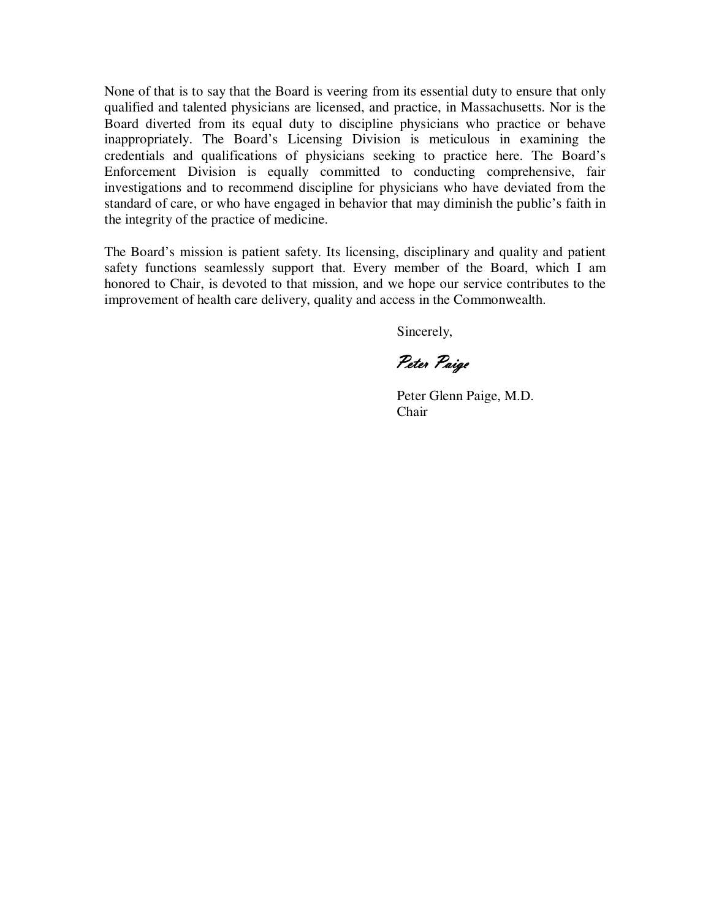None of that is to say that the Board is veering from its essential duty to ensure that only qualified and talented physicians are licensed, and practice, in Massachusetts. Nor is the Board diverted from its equal duty to discipline physicians who practice or behave inappropriately. The Board's Licensing Division is meticulous in examining the credentials and qualifications of physicians seeking to practice here. The Board's Enforcement Division is equally committed to conducting comprehensive, fair investigations and to recommend discipline for physicians who have deviated from the standard of care, or who have engaged in behavior that may diminish the public's faith in the integrity of the practice of medicine.

The Board's mission is patient safety. Its licensing, disciplinary and quality and patient safety functions seamlessly support that. Every member of the Board, which I am honored to Chair, is devoted to that mission, and we hope our service contributes to the improvement of health care delivery, quality and access in the Commonwealth.

Sincerely,

*Peter Paige*

Peter Glenn Paige, M.D.
Chair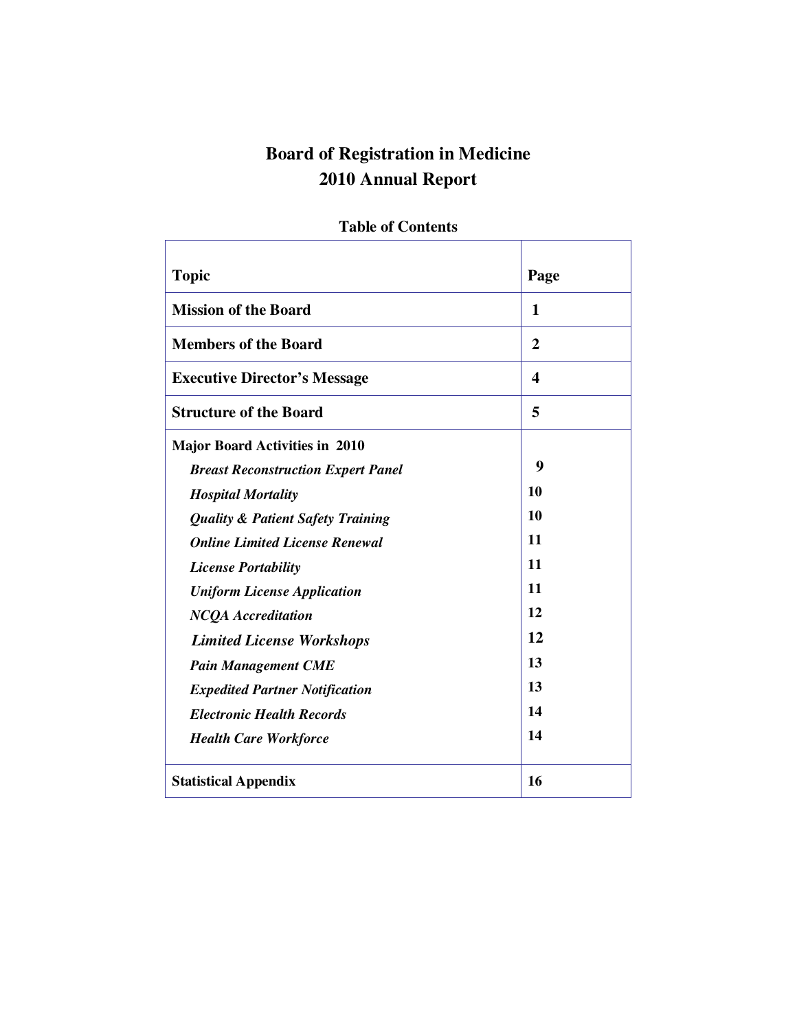# Board of Registration in Medicine
# 2010 Annual Report

## Table of Contents

| Topic | Page |
|---|---|
| **Mission of the Board** | **1** |
| **Members of the Board** | **2** |
| **Executive Director's Message** | **4** |
| **Structure of the Board** | **5** |
| **Major Board Activities in 2010** | |
| ***Breast Reconstruction Expert Panel*** | **9** |
| ***Hospital Mortality*** | **10** |
| ***Quality & Patient Safety Training*** | **10** |
| ***Online Limited License Renewal*** | **11** |
| ***License Portability*** | **11** |
| ***Uniform License Application*** | **11** |
| ***NCQA Accreditation*** | **12** |
| ***Limited License Workshops*** | **12** |
| ***Pain Management CME*** | **13** |
| ***Expedited Partner Notification*** | **13** |
| ***Electronic Health Records*** | **14** |
| ***Health Care Workforce*** | **14** |
| **Statistical Appendix** | **16** |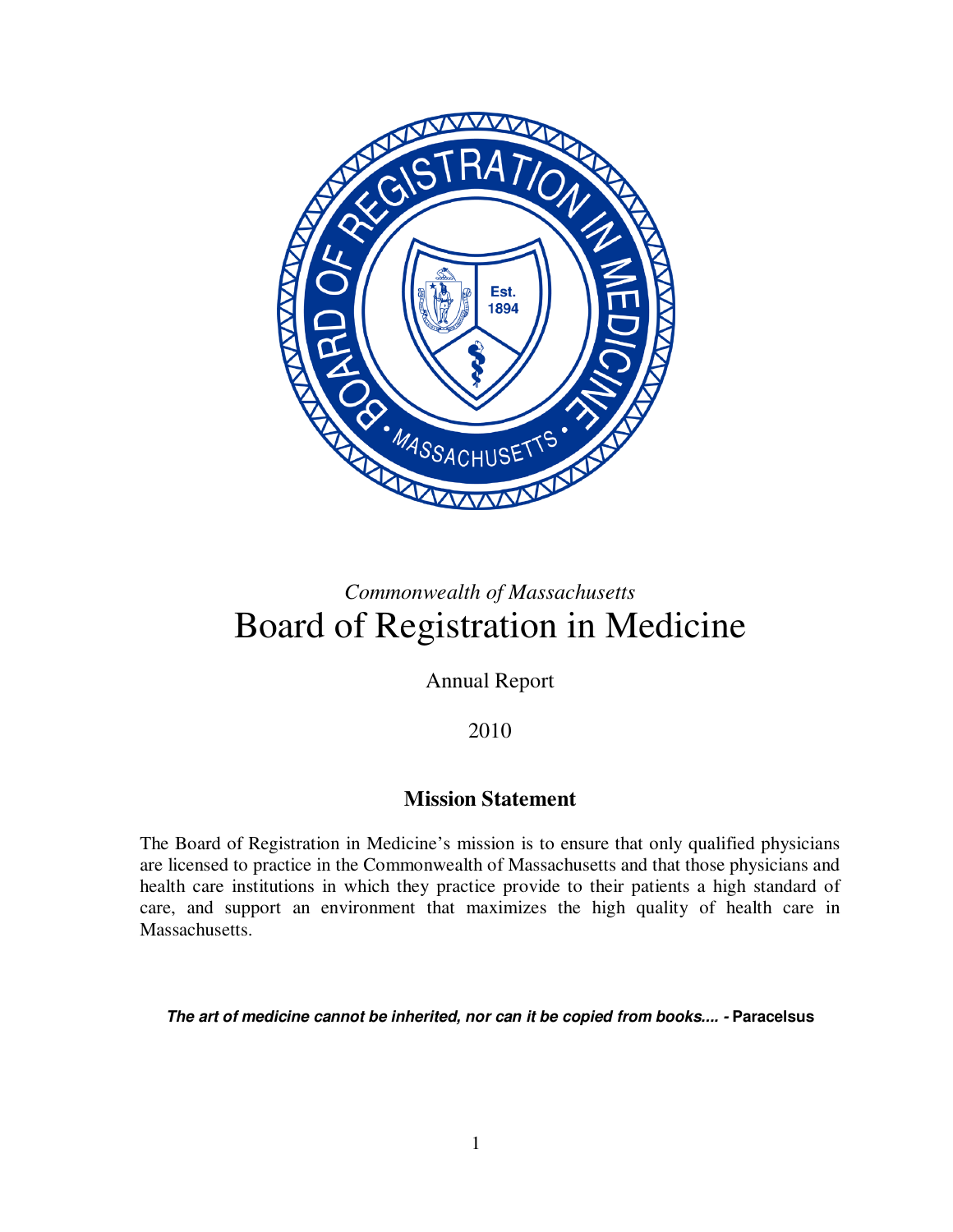*Commonwealth of Massachusetts*

# Board of Registration in Medicine

Annual Report

2010

## Mission Statement

The Board of Registration in Medicine's mission is to ensure that only qualified physicians are licensed to practice in the Commonwealth of Massachusetts and that those physicians and health care institutions in which they practice provide to their patients a high standard of care, and support an environment that maximizes the high quality of health care in Massachusetts.

***The art of medicine cannot be inherited, nor can it be copied from books.... -*** **Paracelsus**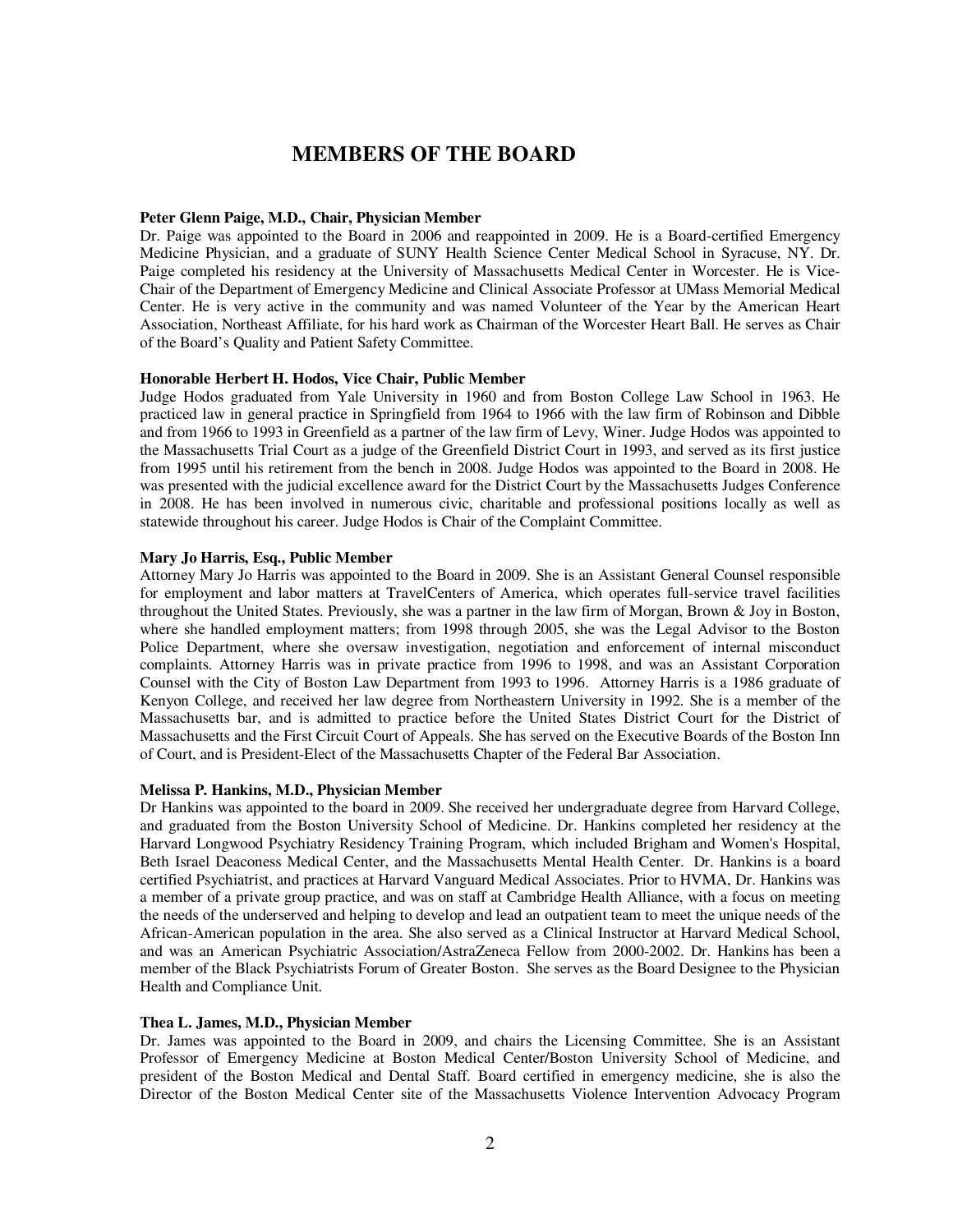# MEMBERS OF THE BOARD

**Peter Glenn Paige, M.D., Chair, Physician Member**
Dr. Paige was appointed to the Board in 2006 and reappointed in 2009. He is a Board-certified Emergency Medicine Physician, and a graduate of SUNY Health Science Center Medical School in Syracuse, NY. Dr. Paige completed his residency at the University of Massachusetts Medical Center in Worcester. He is Vice-Chair of the Department of Emergency Medicine and Clinical Associate Professor at UMass Memorial Medical Center. He is very active in the community and was named Volunteer of the Year by the American Heart Association, Northeast Affiliate, for his hard work as Chairman of the Worcester Heart Ball. He serves as Chair of the Board's Quality and Patient Safety Committee.

**Honorable Herbert H. Hodos, Vice Chair, Public Member**
Judge Hodos graduated from Yale University in 1960 and from Boston College Law School in 1963. He practiced law in general practice in Springfield from 1964 to 1966 with the law firm of Robinson and Dibble and from 1966 to 1993 in Greenfield as a partner of the law firm of Levy, Winer. Judge Hodos was appointed to the Massachusetts Trial Court as a judge of the Greenfield District Court in 1993, and served as its first justice from 1995 until his retirement from the bench in 2008. Judge Hodos was appointed to the Board in 2008. He was presented with the judicial excellence award for the District Court by the Massachusetts Judges Conference in 2008. He has been involved in numerous civic, charitable and professional positions locally as well as statewide throughout his career. Judge Hodos is Chair of the Complaint Committee.

**Mary Jo Harris, Esq., Public Member**
Attorney Mary Jo Harris was appointed to the Board in 2009. She is an Assistant General Counsel responsible for employment and labor matters at TravelCenters of America, which operates full-service travel facilities throughout the United States. Previously, she was a partner in the law firm of Morgan, Brown & Joy in Boston, where she handled employment matters; from 1998 through 2005, she was the Legal Advisor to the Boston Police Department, where she oversaw investigation, negotiation and enforcement of internal misconduct complaints. Attorney Harris was in private practice from 1996 to 1998, and was an Assistant Corporation Counsel with the City of Boston Law Department from 1993 to 1996. Attorney Harris is a 1986 graduate of Kenyon College, and received her law degree from Northeastern University in 1992. She is a member of the Massachusetts bar, and is admitted to practice before the United States District Court for the District of Massachusetts and the First Circuit Court of Appeals. She has served on the Executive Boards of the Boston Inn of Court, and is President-Elect of the Massachusetts Chapter of the Federal Bar Association.

**Melissa P. Hankins, M.D., Physician Member**
Dr Hankins was appointed to the board in 2009. She received her undergraduate degree from Harvard College, and graduated from the Boston University School of Medicine. Dr. Hankins completed her residency at the Harvard Longwood Psychiatry Residency Training Program, which included Brigham and Women's Hospital, Beth Israel Deaconess Medical Center, and the Massachusetts Mental Health Center. Dr. Hankins is a board certified Psychiatrist, and practices at Harvard Vanguard Medical Associates. Prior to HVMA, Dr. Hankins was a member of a private group practice, and was on staff at Cambridge Health Alliance, with a focus on meeting the needs of the underserved and helping to develop and lead an outpatient team to meet the unique needs of the African-American population in the area. She also served as a Clinical Instructor at Harvard Medical School, and was an American Psychiatric Association/AstraZeneca Fellow from 2000-2002. Dr. Hankins has been a member of the Black Psychiatrists Forum of Greater Boston. She serves as the Board Designee to the Physician Health and Compliance Unit.

**Thea L. James, M.D., Physician Member**
Dr. James was appointed to the Board in 2009, and chairs the Licensing Committee. She is an Assistant Professor of Emergency Medicine at Boston Medical Center/Boston University School of Medicine, and president of the Boston Medical and Dental Staff. Board certified in emergency medicine, she is also the Director of the Boston Medical Center site of the Massachusetts Violence Intervention Advocacy Program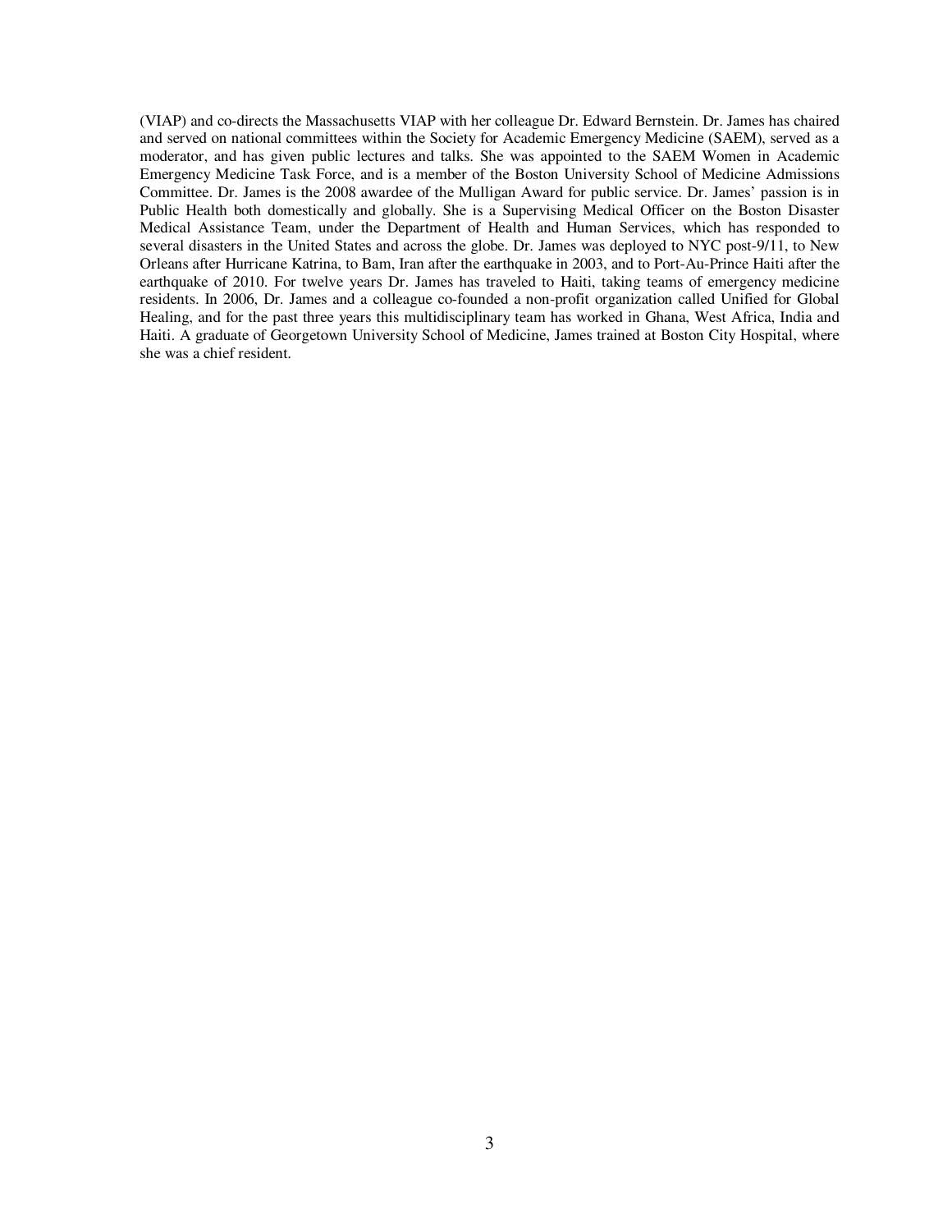(VIAP) and co-directs the Massachusetts VIAP with her colleague Dr. Edward Bernstein. Dr. James has chaired and served on national committees within the Society for Academic Emergency Medicine (SAEM), served as a moderator, and has given public lectures and talks. She was appointed to the SAEM Women in Academic Emergency Medicine Task Force, and is a member of the Boston University School of Medicine Admissions Committee. Dr. James is the 2008 awardee of the Mulligan Award for public service. Dr. James' passion is in Public Health both domestically and globally. She is a Supervising Medical Officer on the Boston Disaster Medical Assistance Team, under the Department of Health and Human Services, which has responded to several disasters in the United States and across the globe. Dr. James was deployed to NYC post-9/11, to New Orleans after Hurricane Katrina, to Bam, Iran after the earthquake in 2003, and to Port-Au-Prince Haiti after the earthquake of 2010. For twelve years Dr. James has traveled to Haiti, taking teams of emergency medicine residents. In 2006, Dr. James and a colleague co-founded a non-profit organization called Unified for Global Healing, and for the past three years this multidisciplinary team has worked in Ghana, West Africa, India and Haiti. A graduate of Georgetown University School of Medicine, James trained at Boston City Hospital, where she was a chief resident.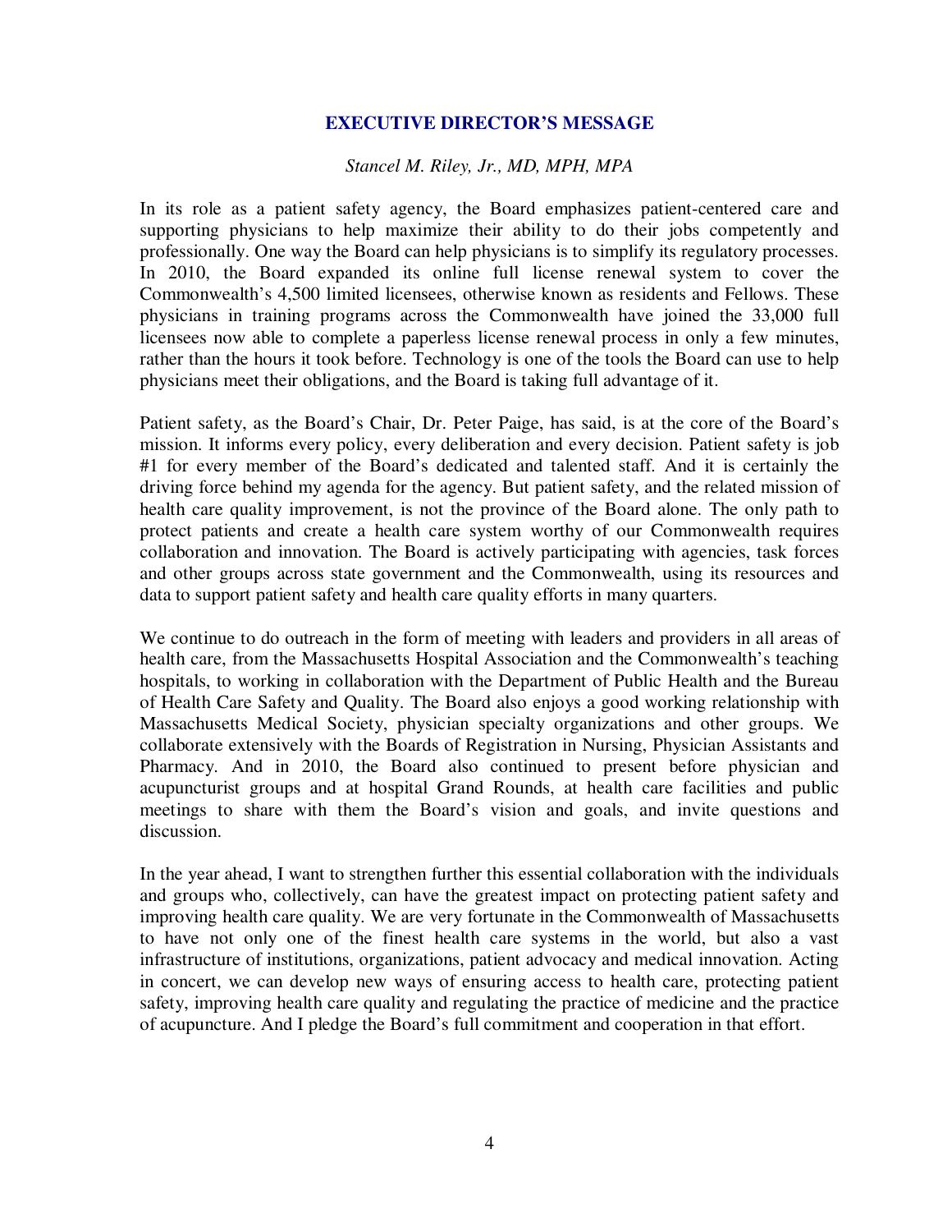## EXECUTIVE DIRECTOR'S MESSAGE

*Stancel M. Riley, Jr., MD, MPH, MPA*

In its role as a patient safety agency, the Board emphasizes patient-centered care and supporting physicians to help maximize their ability to do their jobs competently and professionally. One way the Board can help physicians is to simplify its regulatory processes. In 2010, the Board expanded its online full license renewal system to cover the Commonwealth's 4,500 limited licensees, otherwise known as residents and Fellows. These physicians in training programs across the Commonwealth have joined the 33,000 full licensees now able to complete a paperless license renewal process in only a few minutes, rather than the hours it took before. Technology is one of the tools the Board can use to help physicians meet their obligations, and the Board is taking full advantage of it.

Patient safety, as the Board's Chair, Dr. Peter Paige, has said, is at the core of the Board's mission. It informs every policy, every deliberation and every decision. Patient safety is job #1 for every member of the Board's dedicated and talented staff. And it is certainly the driving force behind my agenda for the agency. But patient safety, and the related mission of health care quality improvement, is not the province of the Board alone. The only path to protect patients and create a health care system worthy of our Commonwealth requires collaboration and innovation. The Board is actively participating with agencies, task forces and other groups across state government and the Commonwealth, using its resources and data to support patient safety and health care quality efforts in many quarters.

We continue to do outreach in the form of meeting with leaders and providers in all areas of health care, from the Massachusetts Hospital Association and the Commonwealth's teaching hospitals, to working in collaboration with the Department of Public Health and the Bureau of Health Care Safety and Quality. The Board also enjoys a good working relationship with Massachusetts Medical Society, physician specialty organizations and other groups. We collaborate extensively with the Boards of Registration in Nursing, Physician Assistants and Pharmacy. And in 2010, the Board also continued to present before physician and acupuncturist groups and at hospital Grand Rounds, at health care facilities and public meetings to share with them the Board's vision and goals, and invite questions and discussion.

In the year ahead, I want to strengthen further this essential collaboration with the individuals and groups who, collectively, can have the greatest impact on protecting patient safety and improving health care quality. We are very fortunate in the Commonwealth of Massachusetts to have not only one of the finest health care systems in the world, but also a vast infrastructure of institutions, organizations, patient advocacy and medical innovation. Acting in concert, we can develop new ways of ensuring access to health care, protecting patient safety, improving health care quality and regulating the practice of medicine and the practice of acupuncture. And I pledge the Board's full commitment and cooperation in that effort.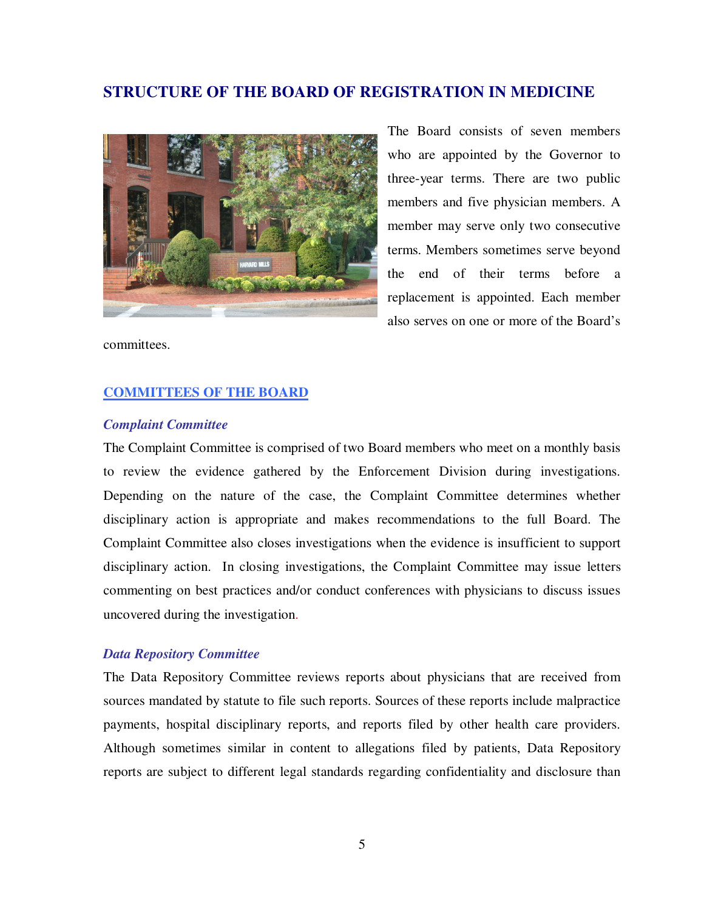## STRUCTURE OF THE BOARD OF REGISTRATION IN MEDICINE

The Board consists of seven members who are appointed by the Governor to three-year terms. There are two public members and five physician members. A member may serve only two consecutive terms. Members sometimes serve beyond the end of their terms before a replacement is appointed. Each member also serves on one or more of the Board's committees.

### COMMITTEES OF THE BOARD

#### *Complaint Committee*

The Complaint Committee is comprised of two Board members who meet on a monthly basis to review the evidence gathered by the Enforcement Division during investigations. Depending on the nature of the case, the Complaint Committee determines whether disciplinary action is appropriate and makes recommendations to the full Board. The Complaint Committee also closes investigations when the evidence is insufficient to support disciplinary action. In closing investigations, the Complaint Committee may issue letters commenting on best practices and/or conduct conferences with physicians to discuss issues uncovered during the investigation.

#### *Data Repository Committee*

The Data Repository Committee reviews reports about physicians that are received from sources mandated by statute to file such reports. Sources of these reports include malpractice payments, hospital disciplinary reports, and reports filed by other health care providers. Although sometimes similar in content to allegations filed by patients, Data Repository reports are subject to different legal standards regarding confidentiality and disclosure than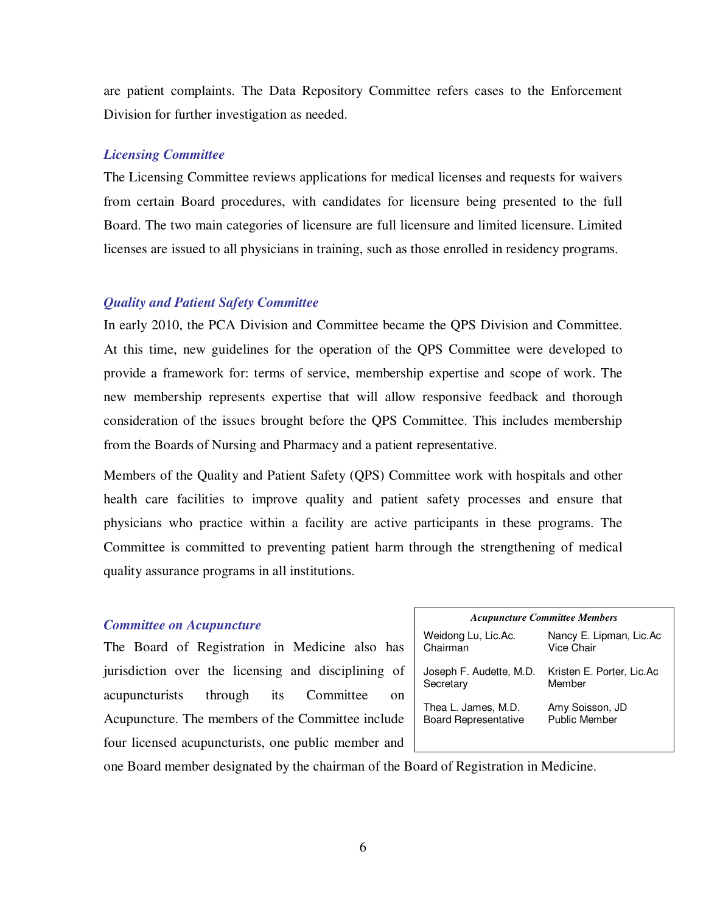are patient complaints. The Data Repository Committee refers cases to the Enforcement Division for further investigation as needed.

### *Licensing Committee*

The Licensing Committee reviews applications for medical licenses and requests for waivers from certain Board procedures, with candidates for licensure being presented to the full Board. The two main categories of licensure are full licensure and limited licensure. Limited licenses are issued to all physicians in training, such as those enrolled in residency programs.

### *Quality and Patient Safety Committee*

In early 2010, the PCA Division and Committee became the QPS Division and Committee. At this time, new guidelines for the operation of the QPS Committee were developed to provide a framework for: terms of service, membership expertise and scope of work. The new membership represents expertise that will allow responsive feedback and thorough consideration of the issues brought before the QPS Committee. This includes membership from the Boards of Nursing and Pharmacy and a patient representative.

Members of the Quality and Patient Safety (QPS) Committee work with hospitals and other health care facilities to improve quality and patient safety processes and ensure that physicians who practice within a facility are active participants in these programs. The Committee is committed to preventing patient harm through the strengthening of medical quality assurance programs in all institutions.

### *Committee on Acupuncture*

The Board of Registration in Medicine also has jurisdiction over the licensing and disciplining of acupuncturists through its Committee on Acupuncture. The members of the Committee include four licensed acupuncturists, one public member and one Board member designated by the chairman of the Board of Registration in Medicine.

| *Acupuncture Committee Members* | |
|---|---|
| Weidong Lu, Lic.Ac.<br>Chairman | Nancy E. Lipman, Lic.Ac<br>Vice Chair |
| Joseph F. Audette, M.D.<br>Secretary | Kristen E. Porter, Lic.Ac<br>Member |
| Thea L. James, M.D.<br>Board Representative | Amy Soisson, JD<br>Public Member |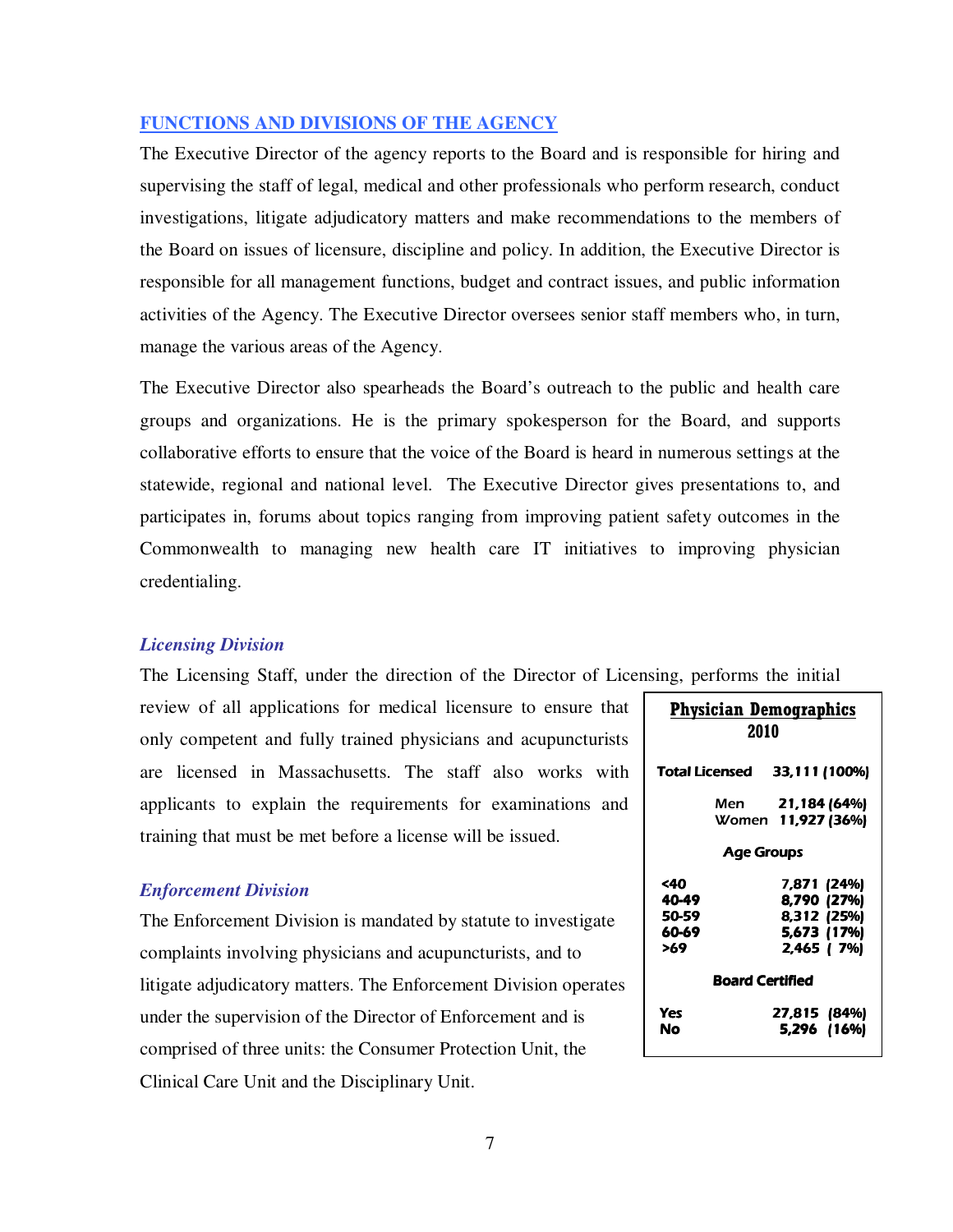## FUNCTIONS AND DIVISIONS OF THE AGENCY

The Executive Director of the agency reports to the Board and is responsible for hiring and supervising the staff of legal, medical and other professionals who perform research, conduct investigations, litigate adjudicatory matters and make recommendations to the members of the Board on issues of licensure, discipline and policy. In addition, the Executive Director is responsible for all management functions, budget and contract issues, and public information activities of the Agency. The Executive Director oversees senior staff members who, in turn, manage the various areas of the Agency.

The Executive Director also spearheads the Board's outreach to the public and health care groups and organizations. He is the primary spokesperson for the Board, and supports collaborative efforts to ensure that the voice of the Board is heard in numerous settings at the statewide, regional and national level. The Executive Director gives presentations to, and participates in, forums about topics ranging from improving patient safety outcomes in the Commonwealth to managing new health care IT initiatives to improving physician credentialing.

### *Licensing Division*

The Licensing Staff, under the direction of the Director of Licensing, performs the initial review of all applications for medical licensure to ensure that only competent and fully trained physicians and acupuncturists are licensed in Massachusetts. The staff also works with applicants to explain the requirements for examinations and training that must be met before a license will be issued.

**Physician Demographics 2010**

| | |
|---|---|
| **Total Licensed** | **33,111 (100%)** |
| Men | 21,184 (64%) |
| Women | 11,927 (36%) |
| **Age Groups** | |
| <40 | 7,871 (24%) |
| 40-49 | 8,790 (27%) |
| 50-59 | 8,312 (25%) |
| 60-69 | 5,673 (17%) |
| >69 | 2,465 ( 7%) |
| **Board Certified** | |
| Yes | 27,815 (84%) |
| No | 5,296 (16%) |

### *Enforcement Division*

The Enforcement Division is mandated by statute to investigate complaints involving physicians and acupuncturists, and to litigate adjudicatory matters. The Enforcement Division operates under the supervision of the Director of Enforcement and is comprised of three units: the Consumer Protection Unit, the Clinical Care Unit and the Disciplinary Unit.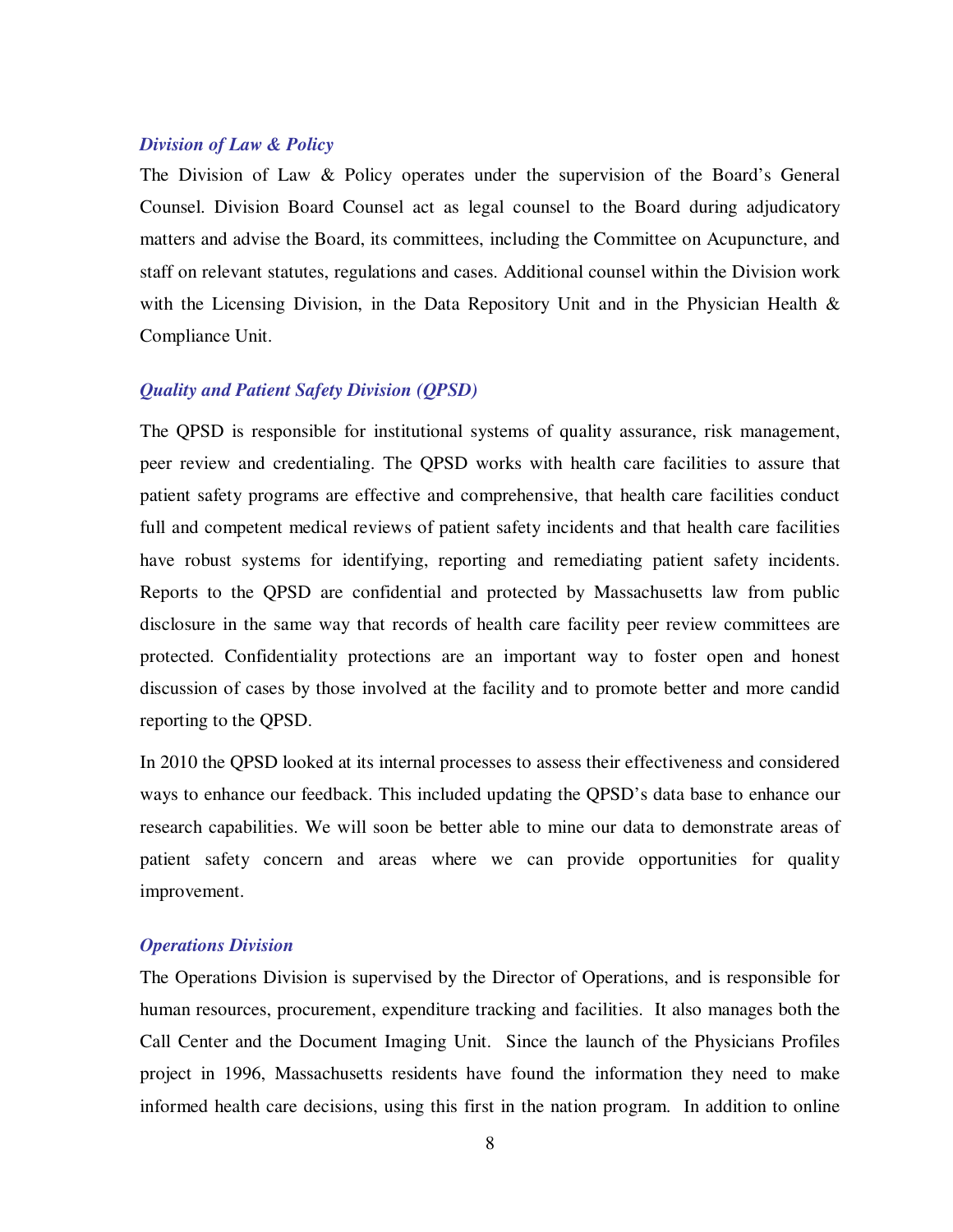### *Division of Law & Policy*

The Division of Law & Policy operates under the supervision of the Board's General Counsel. Division Board Counsel act as legal counsel to the Board during adjudicatory matters and advise the Board, its committees, including the Committee on Acupuncture, and staff on relevant statutes, regulations and cases. Additional counsel within the Division work with the Licensing Division, in the Data Repository Unit and in the Physician Health & Compliance Unit.

### *Quality and Patient Safety Division (QPSD)*

The QPSD is responsible for institutional systems of quality assurance, risk management, peer review and credentialing. The QPSD works with health care facilities to assure that patient safety programs are effective and comprehensive, that health care facilities conduct full and competent medical reviews of patient safety incidents and that health care facilities have robust systems for identifying, reporting and remediating patient safety incidents. Reports to the QPSD are confidential and protected by Massachusetts law from public disclosure in the same way that records of health care facility peer review committees are protected. Confidentiality protections are an important way to foster open and honest discussion of cases by those involved at the facility and to promote better and more candid reporting to the QPSD.

In 2010 the QPSD looked at its internal processes to assess their effectiveness and considered ways to enhance our feedback. This included updating the QPSD's data base to enhance our research capabilities. We will soon be better able to mine our data to demonstrate areas of patient safety concern and areas where we can provide opportunities for quality improvement.

### *Operations Division*

The Operations Division is supervised by the Director of Operations, and is responsible for human resources, procurement, expenditure tracking and facilities. It also manages both the Call Center and the Document Imaging Unit. Since the launch of the Physicians Profiles project in 1996, Massachusetts residents have found the information they need to make informed health care decisions, using this first in the nation program. In addition to online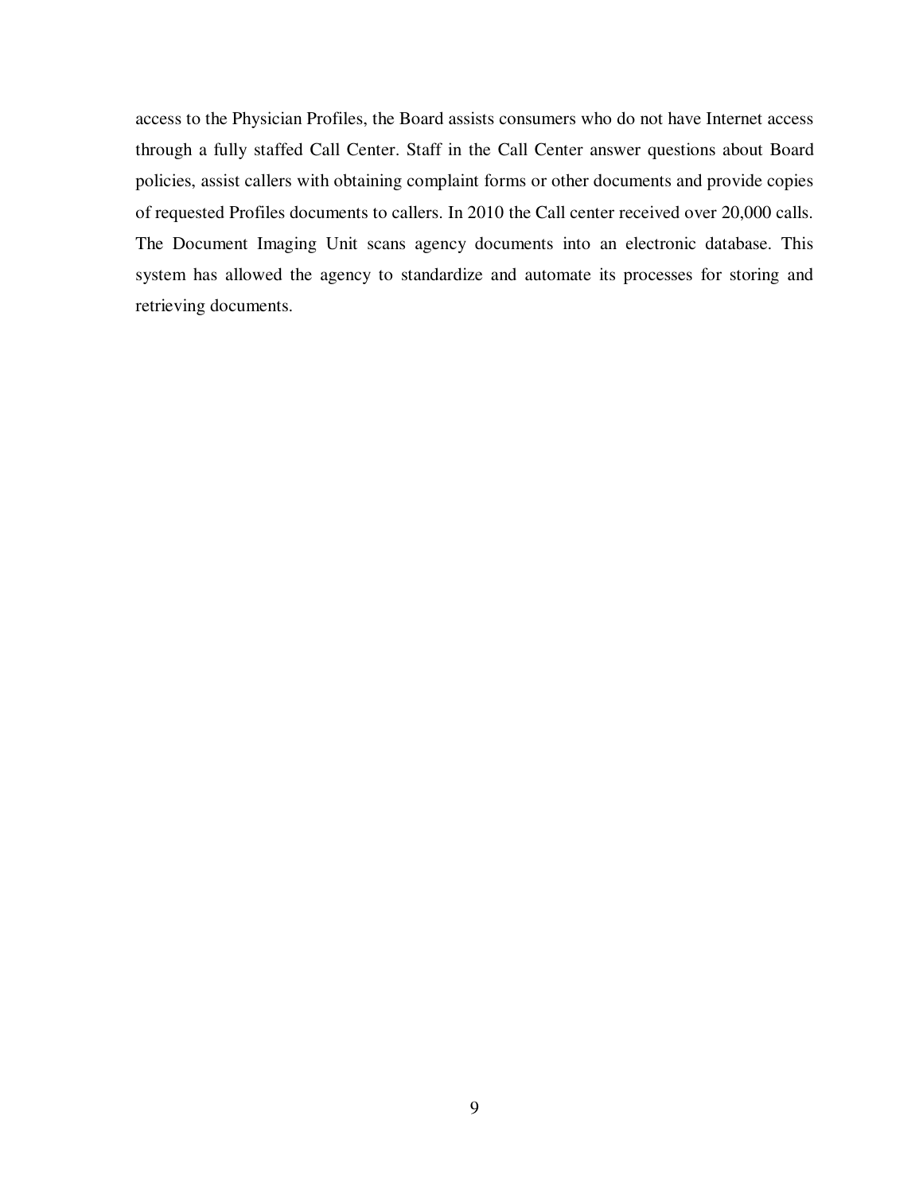access to the Physician Profiles, the Board assists consumers who do not have Internet access through a fully staffed Call Center. Staff in the Call Center answer questions about Board policies, assist callers with obtaining complaint forms or other documents and provide copies of requested Profiles documents to callers. In 2010 the Call center received over 20,000 calls. The Document Imaging Unit scans agency documents into an electronic database. This system has allowed the agency to standardize and automate its processes for storing and retrieving documents.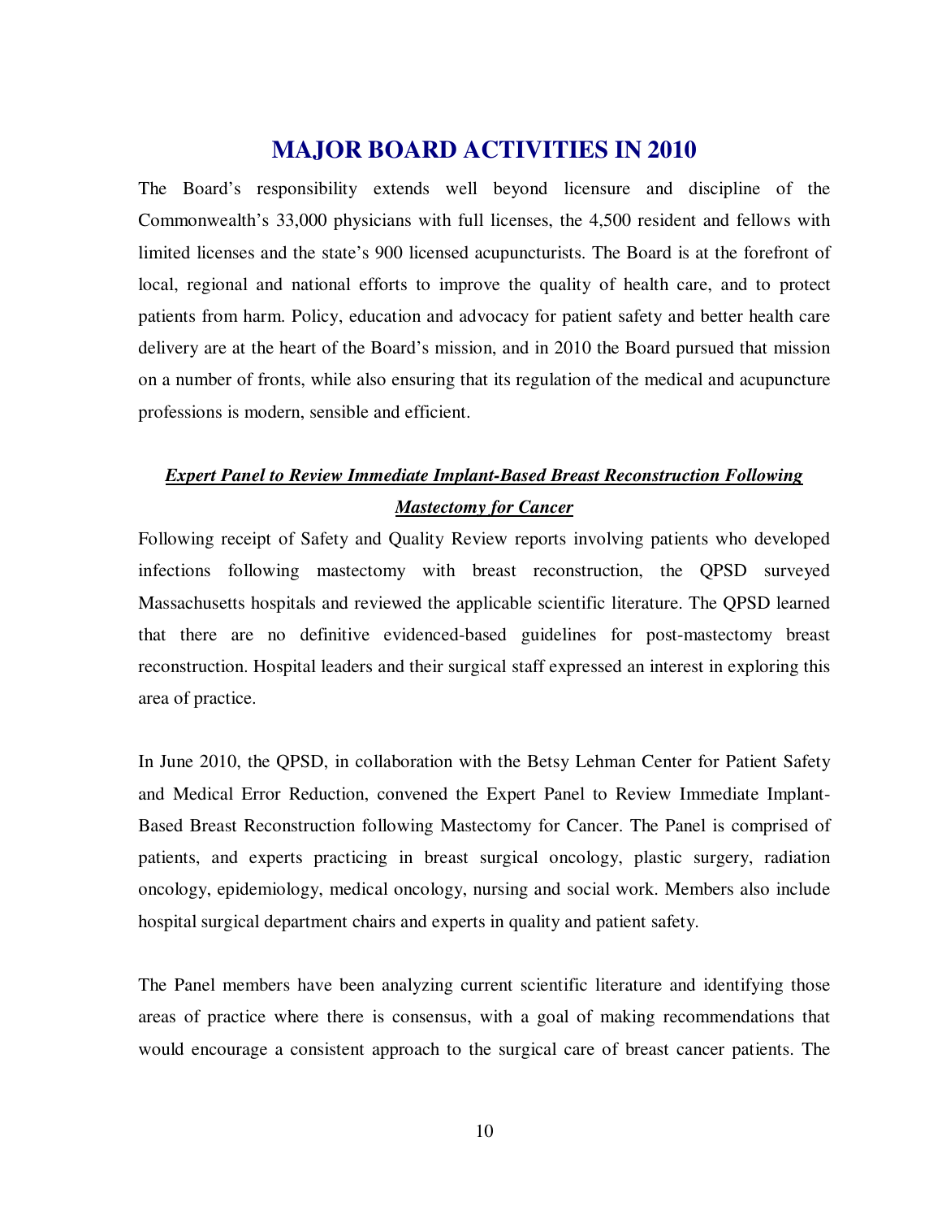# MAJOR BOARD ACTIVITIES IN 2010

The Board's responsibility extends well beyond licensure and discipline of the Commonwealth's 33,000 physicians with full licenses, the 4,500 resident and fellows with limited licenses and the state's 900 licensed acupuncturists. The Board is at the forefront of local, regional and national efforts to improve the quality of health care, and to protect patients from harm. Policy, education and advocacy for patient safety and better health care delivery are at the heart of the Board's mission, and in 2010 the Board pursued that mission on a number of fronts, while also ensuring that its regulation of the medical and acupuncture professions is modern, sensible and efficient.

## ***Expert Panel to Review Immediate Implant-Based Breast Reconstruction Following Mastectomy for Cancer***

Following receipt of Safety and Quality Review reports involving patients who developed infections following mastectomy with breast reconstruction, the QPSD surveyed Massachusetts hospitals and reviewed the applicable scientific literature. The QPSD learned that there are no definitive evidenced-based guidelines for post-mastectomy breast reconstruction. Hospital leaders and their surgical staff expressed an interest in exploring this area of practice.

In June 2010, the QPSD, in collaboration with the Betsy Lehman Center for Patient Safety and Medical Error Reduction, convened the Expert Panel to Review Immediate Implant-Based Breast Reconstruction following Mastectomy for Cancer. The Panel is comprised of patients, and experts practicing in breast surgical oncology, plastic surgery, radiation oncology, epidemiology, medical oncology, nursing and social work. Members also include hospital surgical department chairs and experts in quality and patient safety.

The Panel members have been analyzing current scientific literature and identifying those areas of practice where there is consensus, with a goal of making recommendations that would encourage a consistent approach to the surgical care of breast cancer patients. The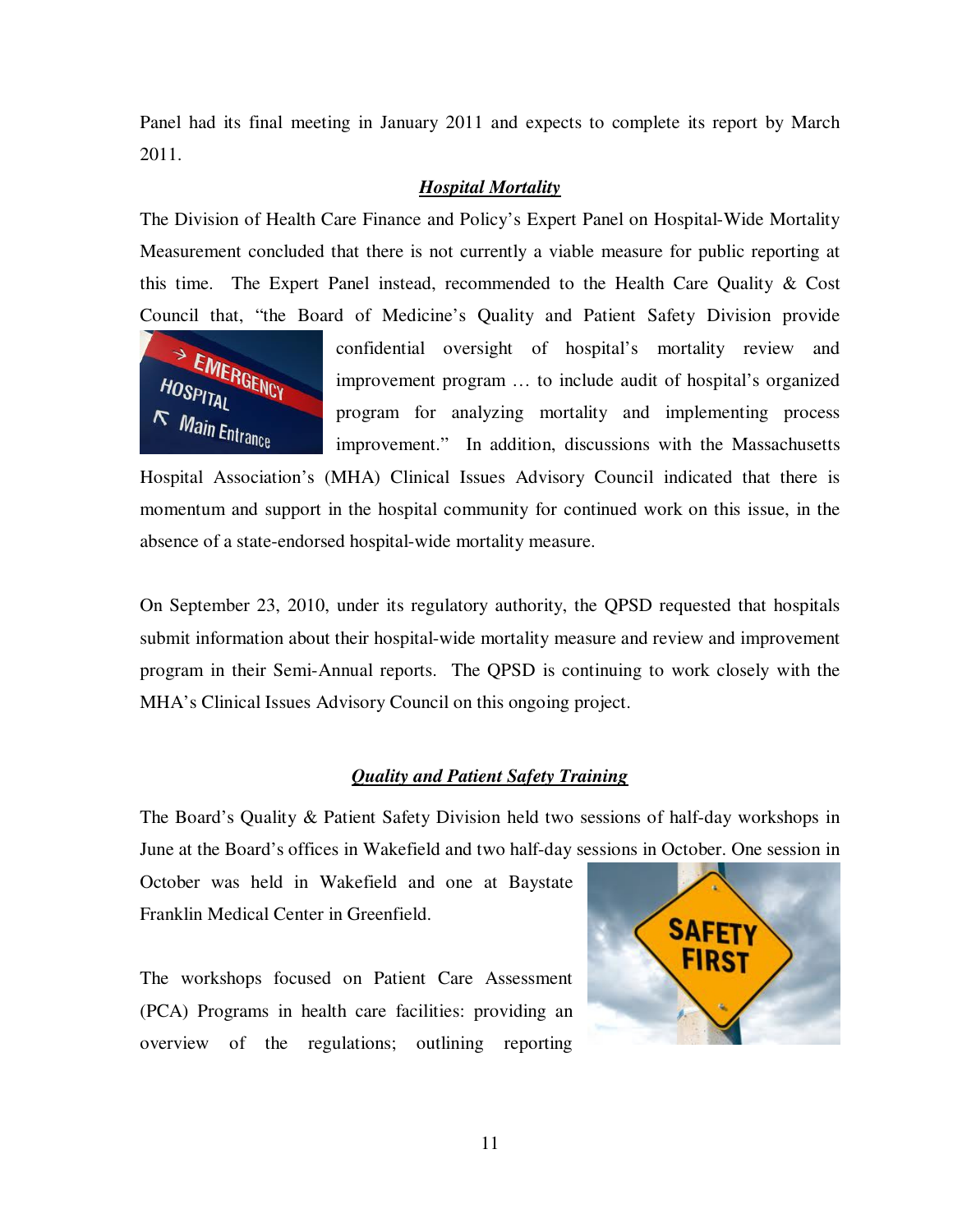Panel had its final meeting in January 2011 and expects to complete its report by March 2011.

### ***Hospital Mortality***

The Division of Health Care Finance and Policy's Expert Panel on Hospital-Wide Mortality Measurement concluded that there is not currently a viable measure for public reporting at this time. The Expert Panel instead, recommended to the Health Care Quality & Cost Council that, "the Board of Medicine's Quality and Patient Safety Division provide confidential oversight of hospital's mortality review and improvement program … to include audit of hospital's organized program for analyzing mortality and implementing process improvement." In addition, discussions with the Massachusetts Hospital Association's (MHA) Clinical Issues Advisory Council indicated that there is momentum and support in the hospital community for continued work on this issue, in the absence of a state-endorsed hospital-wide mortality measure.

On September 23, 2010, under its regulatory authority, the QPSD requested that hospitals submit information about their hospital-wide mortality measure and review and improvement program in their Semi-Annual reports. The QPSD is continuing to work closely with the MHA's Clinical Issues Advisory Council on this ongoing project.

### ***Quality and Patient Safety Training***

The Board's Quality & Patient Safety Division held two sessions of half-day workshops in June at the Board's offices in Wakefield and two half-day sessions in October. One session in October was held in Wakefield and one at Baystate Franklin Medical Center in Greenfield.

The workshops focused on Patient Care Assessment (PCA) Programs in health care facilities: providing an overview of the regulations; outlining reporting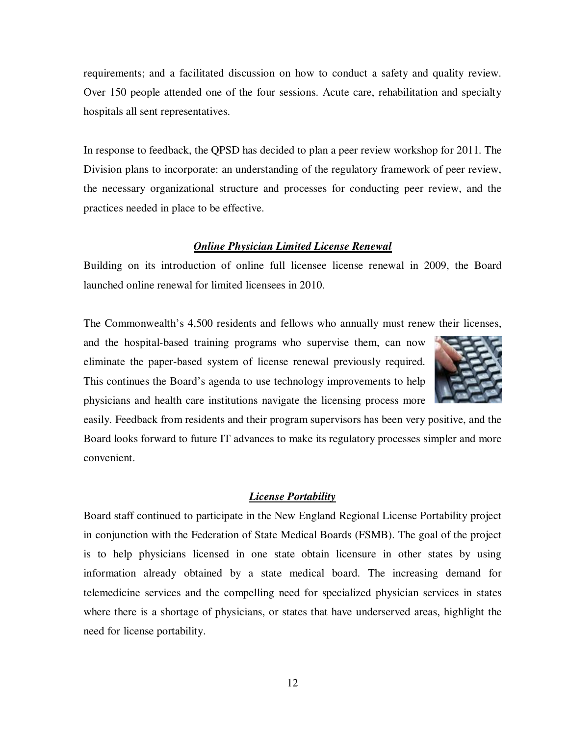requirements; and a facilitated discussion on how to conduct a safety and quality review. Over 150 people attended one of the four sessions. Acute care, rehabilitation and specialty hospitals all sent representatives.

In response to feedback, the QPSD has decided to plan a peer review workshop for 2011. The Division plans to incorporate: an understanding of the regulatory framework of peer review, the necessary organizational structure and processes for conducting peer review, and the practices needed in place to be effective.

### ***Online Physician Limited License Renewal***

Building on its introduction of online full licensee license renewal in 2009, the Board launched online renewal for limited licensees in 2010.

The Commonwealth's 4,500 residents and fellows who annually must renew their licenses, and the hospital-based training programs who supervise them, can now eliminate the paper-based system of license renewal previously required. This continues the Board's agenda to use technology improvements to help physicians and health care institutions navigate the licensing process more easily. Feedback from residents and their program supervisors has been very positive, and the Board looks forward to future IT advances to make its regulatory processes simpler and more convenient.

### ***License Portability***

Board staff continued to participate in the New England Regional License Portability project in conjunction with the Federation of State Medical Boards (FSMB). The goal of the project is to help physicians licensed in one state obtain licensure in other states by using information already obtained by a state medical board. The increasing demand for telemedicine services and the compelling need for specialized physician services in states where there is a shortage of physicians, or states that have underserved areas, highlight the need for license portability.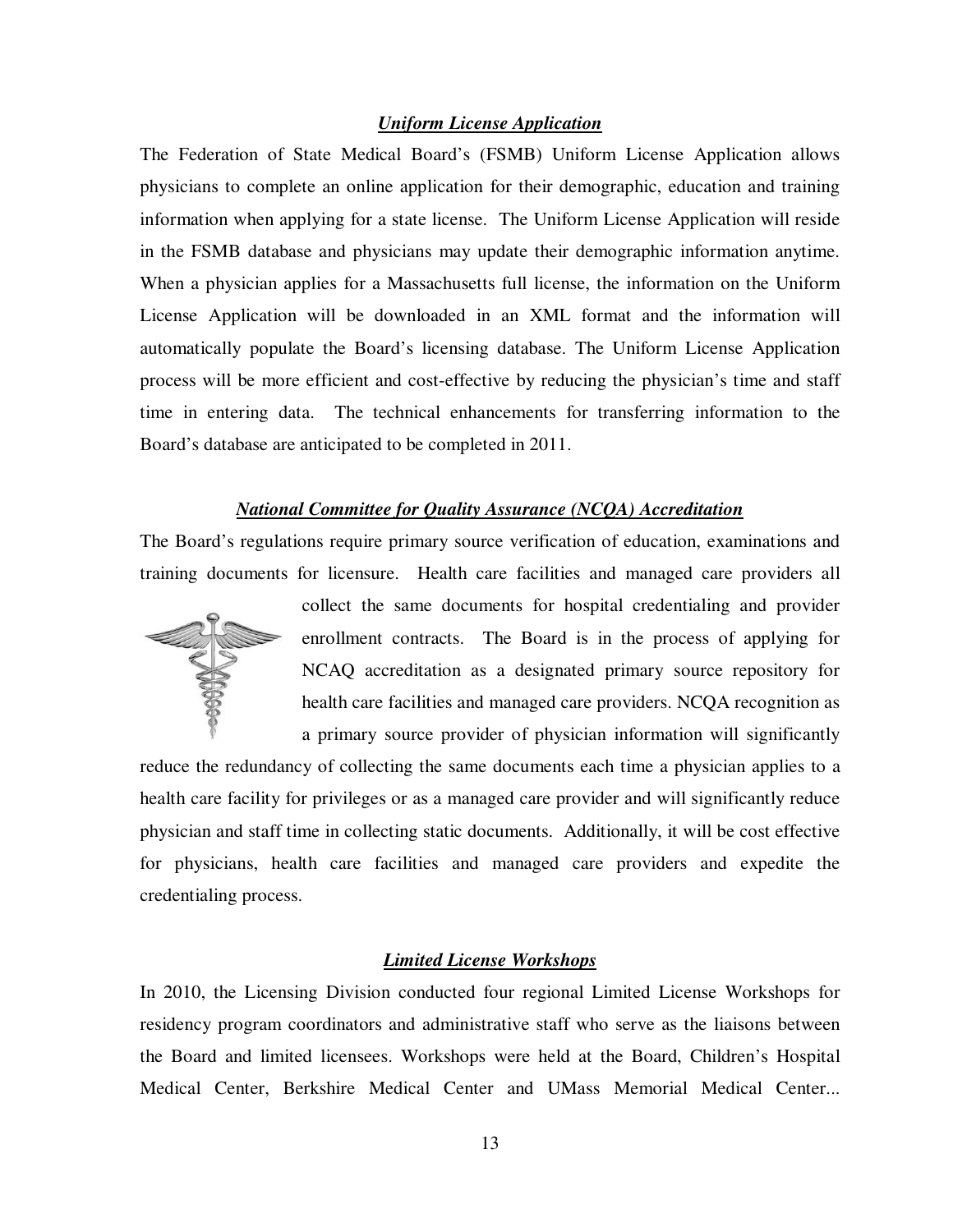### ***Uniform License Application***

The Federation of State Medical Board's (FSMB) Uniform License Application allows physicians to complete an online application for their demographic, education and training information when applying for a state license. The Uniform License Application will reside in the FSMB database and physicians may update their demographic information anytime. When a physician applies for a Massachusetts full license, the information on the Uniform License Application will be downloaded in an XML format and the information will automatically populate the Board's licensing database. The Uniform License Application process will be more efficient and cost-effective by reducing the physician's time and staff time in entering data. The technical enhancements for transferring information to the Board's database are anticipated to be completed in 2011.

### ***National Committee for Quality Assurance (NCQA) Accreditation***

The Board's regulations require primary source verification of education, examinations and training documents for licensure. Health care facilities and managed care providers all collect the same documents for hospital credentialing and provider enrollment contracts. The Board is in the process of applying for NCAQ accreditation as a designated primary source repository for health care facilities and managed care providers. NCQA recognition as a primary source provider of physician information will significantly reduce the redundancy of collecting the same documents each time a physician applies to a health care facility for privileges or as a managed care provider and will significantly reduce physician and staff time in collecting static documents. Additionally, it will be cost effective for physicians, health care facilities and managed care providers and expedite the credentialing process.

### ***Limited License Workshops***

In 2010, the Licensing Division conducted four regional Limited License Workshops for residency program coordinators and administrative staff who serve as the liaisons between the Board and limited licensees. Workshops were held at the Board, Children's Hospital Medical Center, Berkshire Medical Center and UMass Memorial Medical Center...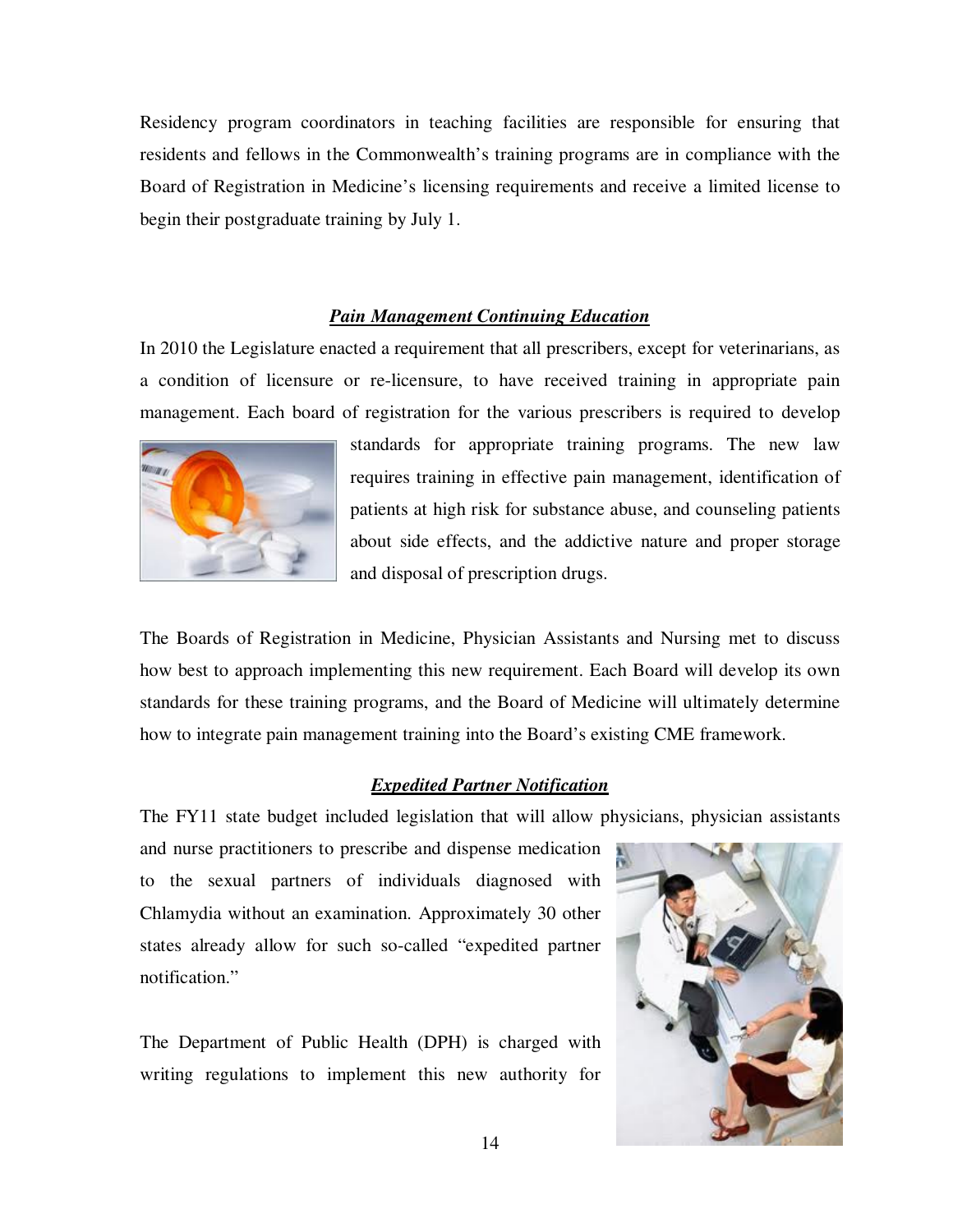Residency program coordinators in teaching facilities are responsible for ensuring that residents and fellows in the Commonwealth's training programs are in compliance with the Board of Registration in Medicine's licensing requirements and receive a limited license to begin their postgraduate training by July 1.

### ***Pain Management Continuing Education***

In 2010 the Legislature enacted a requirement that all prescribers, except for veterinarians, as a condition of licensure or re-licensure, to have received training in appropriate pain management. Each board of registration for the various prescribers is required to develop standards for appropriate training programs. The new law requires training in effective pain management, identification of patients at high risk for substance abuse, and counseling patients about side effects, and the addictive nature and proper storage and disposal of prescription drugs.

The Boards of Registration in Medicine, Physician Assistants and Nursing met to discuss how best to approach implementing this new requirement. Each Board will develop its own standards for these training programs, and the Board of Medicine will ultimately determine how to integrate pain management training into the Board's existing CME framework.

### ***Expedited Partner Notification***

The FY11 state budget included legislation that will allow physicians, physician assistants and nurse practitioners to prescribe and dispense medication to the sexual partners of individuals diagnosed with Chlamydia without an examination. Approximately 30 other states already allow for such so-called "expedited partner notification."

The Department of Public Health (DPH) is charged with writing regulations to implement this new authority for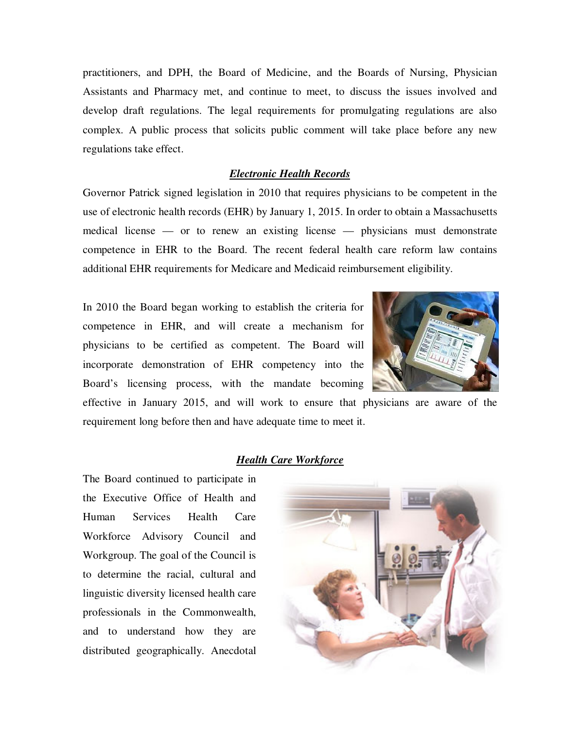practitioners, and DPH, the Board of Medicine, and the Boards of Nursing, Physician Assistants and Pharmacy met, and continue to meet, to discuss the issues involved and develop draft regulations. The legal requirements for promulgating regulations are also complex. A public process that solicits public comment will take place before any new regulations take effect.

## ***Electronic Health Records***

Governor Patrick signed legislation in 2010 that requires physicians to be competent in the use of electronic health records (EHR) by January 1, 2015. In order to obtain a Massachusetts medical license — or to renew an existing license — physicians must demonstrate competence in EHR to the Board. The recent federal health care reform law contains additional EHR requirements for Medicare and Medicaid reimbursement eligibility.

In 2010 the Board began working to establish the criteria for competence in EHR, and will create a mechanism for physicians to be certified as competent. The Board will incorporate demonstration of EHR competency into the Board's licensing process, with the mandate becoming effective in January 2015, and will work to ensure that physicians are aware of the requirement long before then and have adequate time to meet it.

## ***Health Care Workforce***

The Board continued to participate in the Executive Office of Health and Human Services Health Care Workforce Advisory Council and Workgroup. The goal of the Council is to determine the racial, cultural and linguistic diversity licensed health care professionals in the Commonwealth, and to understand how they are distributed geographically. Anecdotal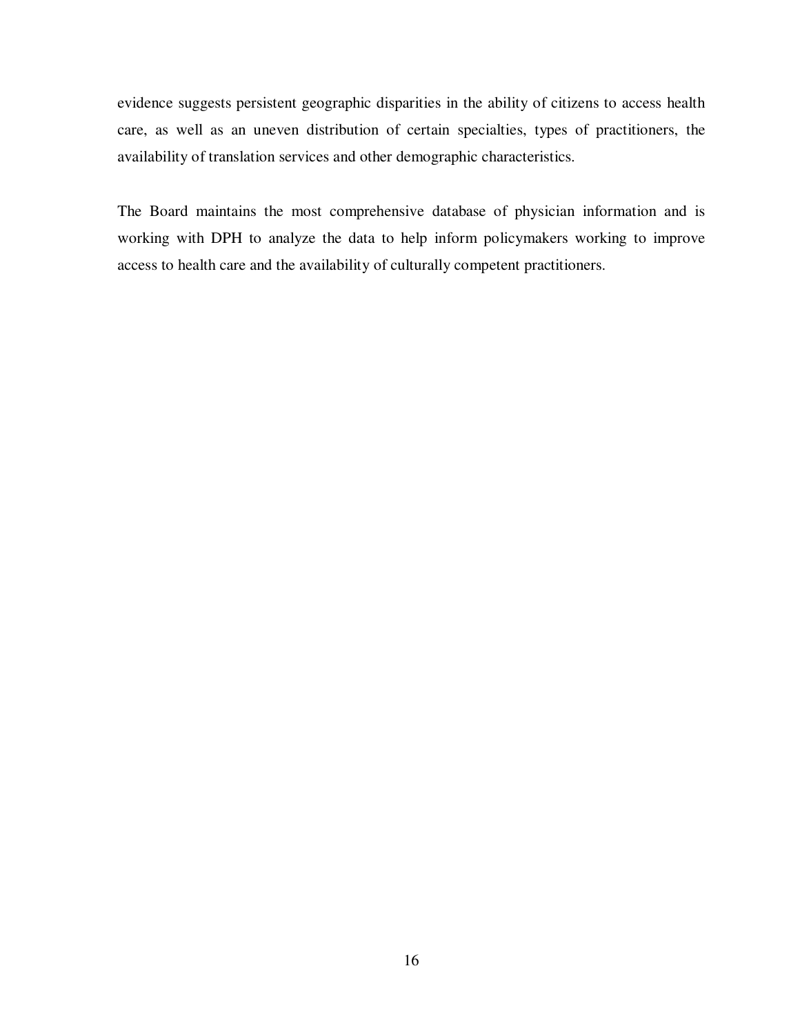evidence suggests persistent geographic disparities in the ability of citizens to access health care, as well as an uneven distribution of certain specialties, types of practitioners, the availability of translation services and other demographic characteristics.

The Board maintains the most comprehensive database of physician information and is working with DPH to analyze the data to help inform policymakers working to improve access to health care and the availability of culturally competent practitioners.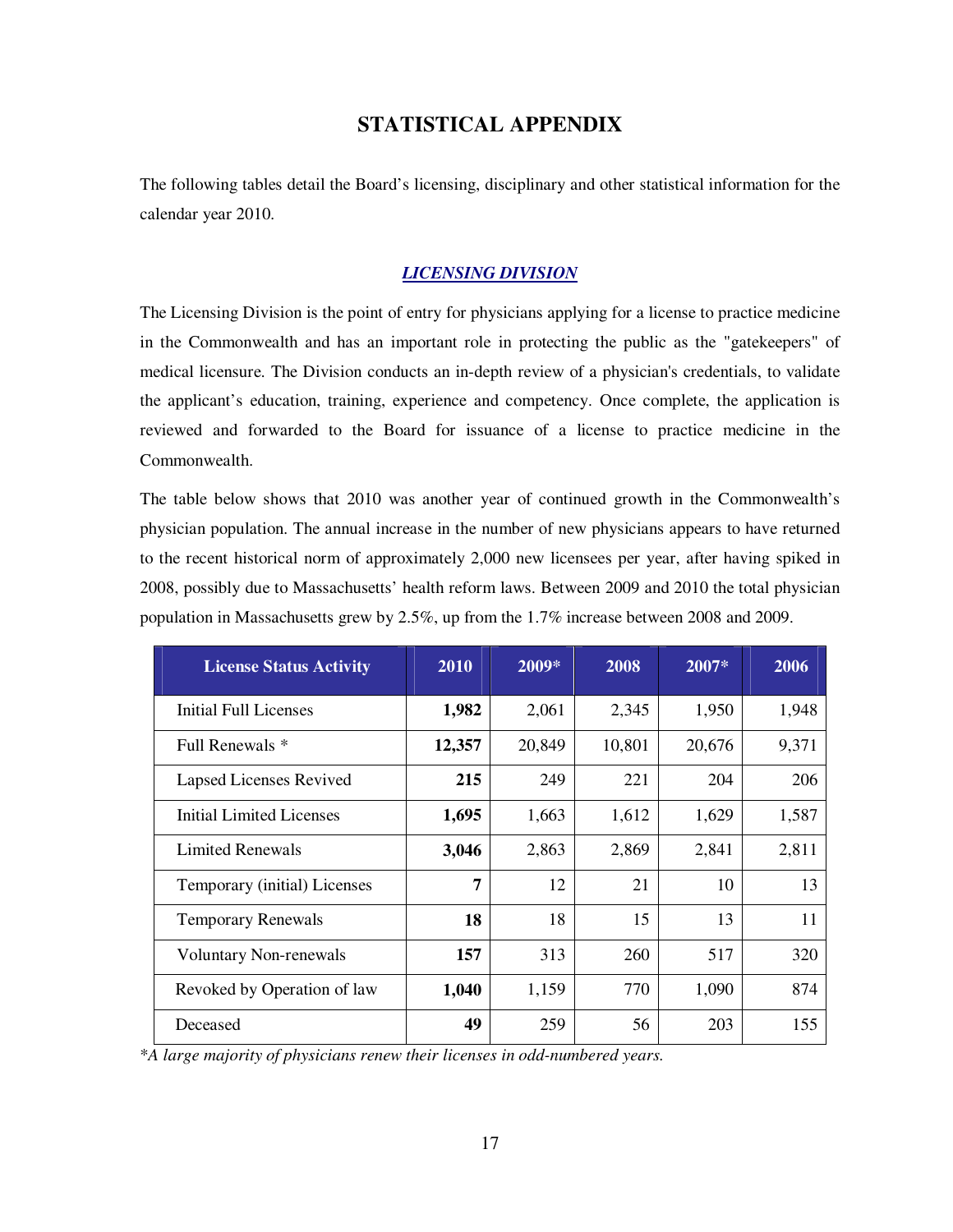# STATISTICAL APPENDIX

The following tables detail the Board's licensing, disciplinary and other statistical information for the calendar year 2010.

## *LICENSING DIVISION*

The Licensing Division is the point of entry for physicians applying for a license to practice medicine in the Commonwealth and has an important role in protecting the public as the "gatekeepers" of medical licensure. The Division conducts an in-depth review of a physician's credentials, to validate the applicant's education, training, experience and competency. Once complete, the application is reviewed and forwarded to the Board for issuance of a license to practice medicine in the Commonwealth.

The table below shows that 2010 was another year of continued growth in the Commonwealth's physician population. The annual increase in the number of new physicians appears to have returned to the recent historical norm of approximately 2,000 new licensees per year, after having spiked in 2008, possibly due to Massachusetts' health reform laws. Between 2009 and 2010 the total physician population in Massachusetts grew by 2.5%, up from the 1.7% increase between 2008 and 2009.

| License Status Activity | 2010 | 2009* | 2008 | 2007* | 2006 |
|---|---|---|---|---|---|
| Initial Full Licenses | **1,982** | 2,061 | 2,345 | 1,950 | 1,948 |
| Full Renewals * | **12,357** | 20,849 | 10,801 | 20,676 | 9,371 |
| Lapsed Licenses Revived | **215** | 249 | 221 | 204 | 206 |
| Initial Limited Licenses | **1,695** | 1,663 | 1,612 | 1,629 | 1,587 |
| Limited Renewals | **3,046** | 2,863 | 2,869 | 2,841 | 2,811 |
| Temporary (initial) Licenses | **7** | 12 | 21 | 10 | 13 |
| Temporary Renewals | **18** | 18 | 15 | 13 | 11 |
| Voluntary Non-renewals | **157** | 313 | 260 | 517 | 320 |
| Revoked by Operation of law | **1,040** | 1,159 | 770 | 1,090 | 874 |
| Deceased | **49** | 259 | 56 | 203 | 155 |

*\*A large majority of physicians renew their licenses in odd-numbered years.*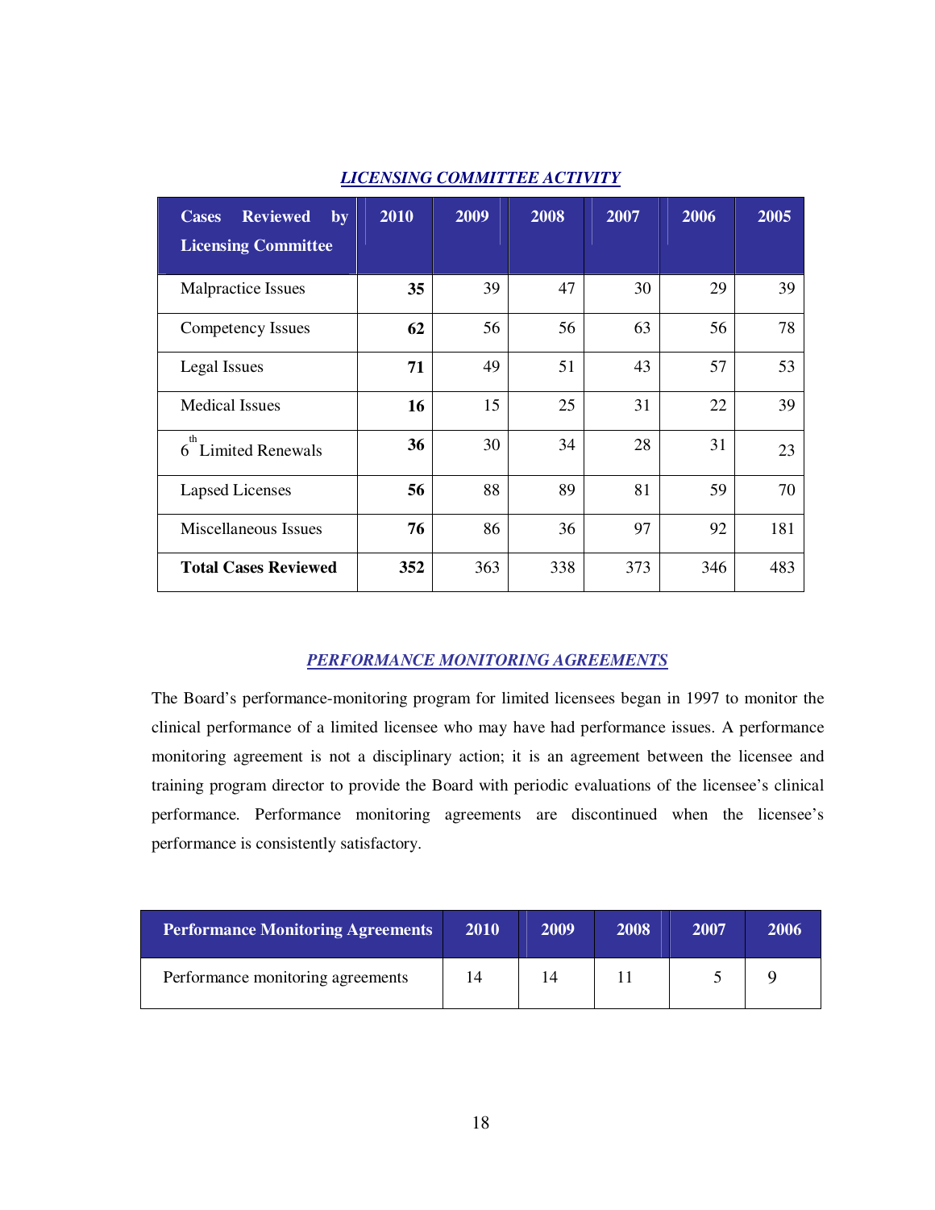## *LICENSING COMMITTEE ACTIVITY*

| Cases Reviewed by Licensing Committee | 2010 | 2009 | 2008 | 2007 | 2006 | 2005 |
|---|---|---|---|---|---|---|
| Malpractice Issues | **35** | 39 | 47 | 30 | 29 | 39 |
| Competency Issues | **62** | 56 | 56 | 63 | 56 | 78 |
| Legal Issues | **71** | 49 | 51 | 43 | 57 | 53 |
| Medical Issues | **16** | 15 | 25 | 31 | 22 | 39 |
| 6th Limited Renewals | **36** | 30 | 34 | 28 | 31 | 23 |
| Lapsed Licenses | **56** | 88 | 89 | 81 | 59 | 70 |
| Miscellaneous Issues | **76** | 86 | 36 | 97 | 92 | 181 |
| **Total Cases Reviewed** | **352** | 363 | 338 | 373 | 346 | 483 |

## *PERFORMANCE MONITORING AGREEMENTS*

The Board's performance-monitoring program for limited licensees began in 1997 to monitor the clinical performance of a limited licensee who may have had performance issues. A performance monitoring agreement is not a disciplinary action; it is an agreement between the licensee and training program director to provide the Board with periodic evaluations of the licensee's clinical performance. Performance monitoring agreements are discontinued when the licensee's performance is consistently satisfactory.

| Performance Monitoring Agreements | 2010 | 2009 | 2008 | 2007 | 2006 |
|---|---|---|---|---|---|
| Performance monitoring agreements | 14 | 14 | 11 | 5 | 9 |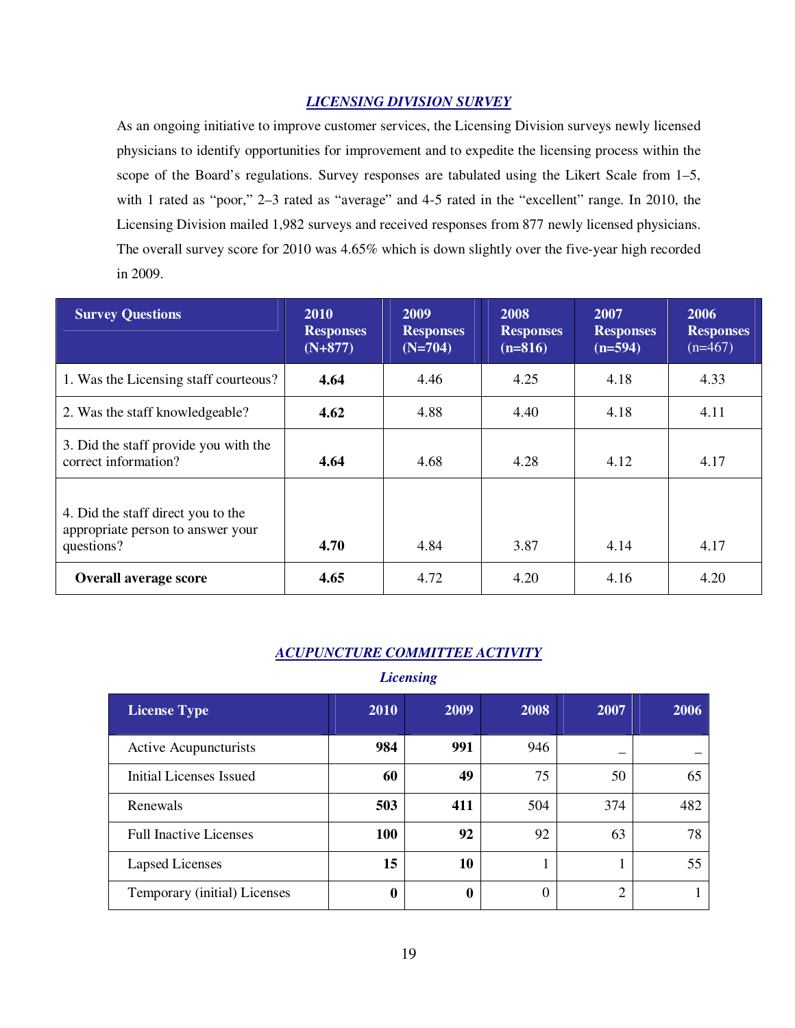## *LICENSING DIVISION SURVEY*

As an ongoing initiative to improve customer services, the Licensing Division surveys newly licensed physicians to identify opportunities for improvement and to expedite the licensing process within the scope of the Board's regulations. Survey responses are tabulated using the Likert Scale from 1–5, with 1 rated as "poor," 2–3 rated as "average" and 4-5 rated in the "excellent" range. In 2010, the Licensing Division mailed 1,982 surveys and received responses from 877 newly licensed physicians. The overall survey score for 2010 was 4.65% which is down slightly over the five-year high recorded in 2009.

| Survey Questions | 2010 Responses (N+877) | 2009 Responses (N=704) | 2008 Responses (n=816) | 2007 Responses (n=594) | 2006 Responses (n=467) |
|---|---|---|---|---|---|
| 1. Was the Licensing staff courteous? | **4.64** | 4.46 | 4.25 | 4.18 | 4.33 |
| 2. Was the staff knowledgeable? | **4.62** | 4.88 | 4.40 | 4.18 | 4.11 |
| 3. Did the staff provide you with the correct information? | **4.64** | 4.68 | 4.28 | 4.12 | 4.17 |
| 4. Did the staff direct you to the appropriate person to answer your questions? | **4.70** | 4.84 | 3.87 | 4.14 | 4.17 |
| **Overall average score** | **4.65** | 4.72 | 4.20 | 4.16 | 4.20 |

## *ACUPUNCTURE COMMITTEE ACTIVITY*

### *Licensing*

| License Type | 2010 | 2009 | 2008 | 2007 | 2006 |
|---|---|---|---|---|---|
| Active Acupuncturists | **984** | **991** | 946 | – | – |
| Initial Licenses Issued | **60** | **49** | 75 | 50 | 65 |
| Renewals | **503** | **411** | 504 | 374 | 482 |
| Full Inactive Licenses | **100** | **92** | 92 | 63 | 78 |
| Lapsed Licenses | **15** | **10** | 1 | 1 | 55 |
| Temporary (initial) Licenses | **0** | **0** | 0 | 2 | 1 |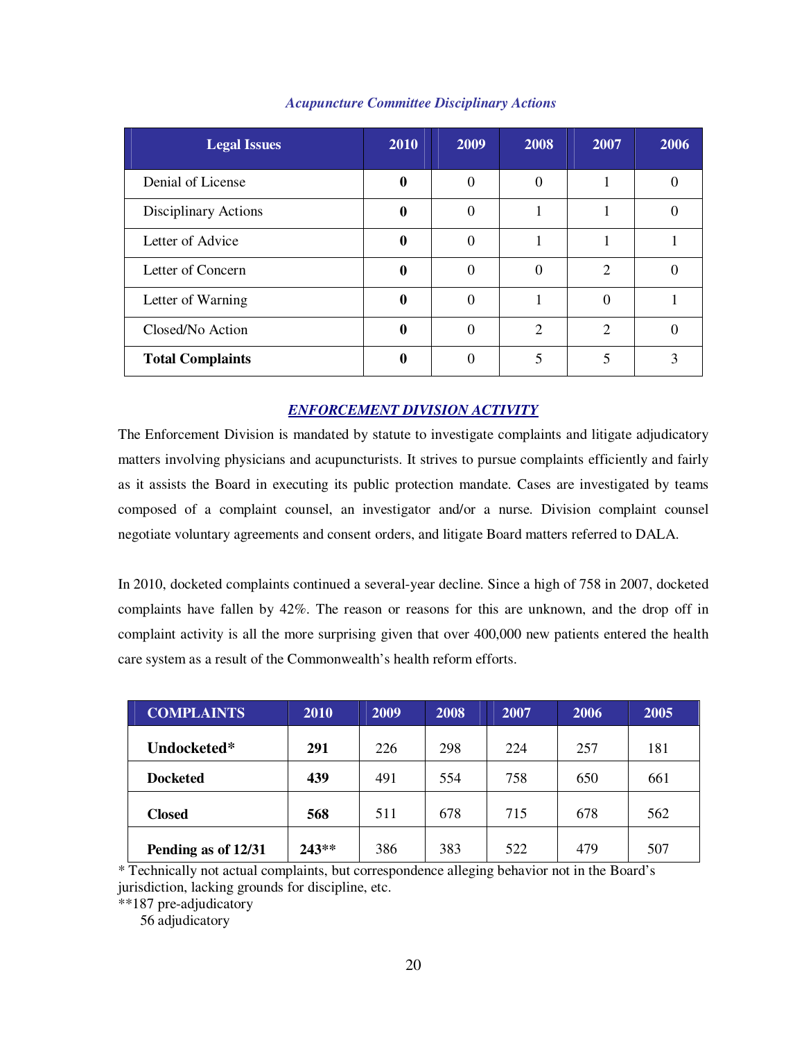*Acupuncture Committee Disciplinary Actions*

| Legal Issues | 2010 | 2009 | 2008 | 2007 | 2006 |
|---|---|---|---|---|---|
| Denial of License | **0** | 0 | 0 | 1 | 0 |
| Disciplinary Actions | **0** | 0 | 1 | 1 | 0 |
| Letter of Advice | **0** | 0 | 1 | 1 | 1 |
| Letter of Concern | **0** | 0 | 0 | 2 | 0 |
| Letter of Warning | **0** | 0 | 1 | 0 | 1 |
| Closed/No Action | **0** | 0 | 2 | 2 | 0 |
| **Total Complaints** | **0** | 0 | 5 | 5 | 3 |

## ENFORCEMENT DIVISION ACTIVITY

The Enforcement Division is mandated by statute to investigate complaints and litigate adjudicatory matters involving physicians and acupuncturists. It strives to pursue complaints efficiently and fairly as it assists the Board in executing its public protection mandate. Cases are investigated by teams composed of a complaint counsel, an investigator and/or a nurse. Division complaint counsel negotiate voluntary agreements and consent orders, and litigate Board matters referred to DALA.

In 2010, docketed complaints continued a several-year decline. Since a high of 758 in 2007, docketed complaints have fallen by 42%. The reason or reasons for this are unknown, and the drop off in complaint activity is all the more surprising given that over 400,000 new patients entered the health care system as a result of the Commonwealth's health reform efforts.

| COMPLAINTS | 2010 | 2009 | 2008 | 2007 | 2006 | 2005 |
|---|---|---|---|---|---|---|
| **Undocketed*** | **291** | 226 | 298 | 224 | 257 | 181 |
| **Docketed** | **439** | 491 | 554 | 758 | 650 | 661 |
| **Closed** | **568** | 511 | 678 | 715 | 678 | 562 |
| **Pending as of 12/31** | **243**** | 386 | 383 | 522 | 479 | 507 |

* Technically not actual complaints, but correspondence alleging behavior not in the Board's jurisdiction, lacking grounds for discipline, etc.

**187 pre-adjudicatory
56 adjudicatory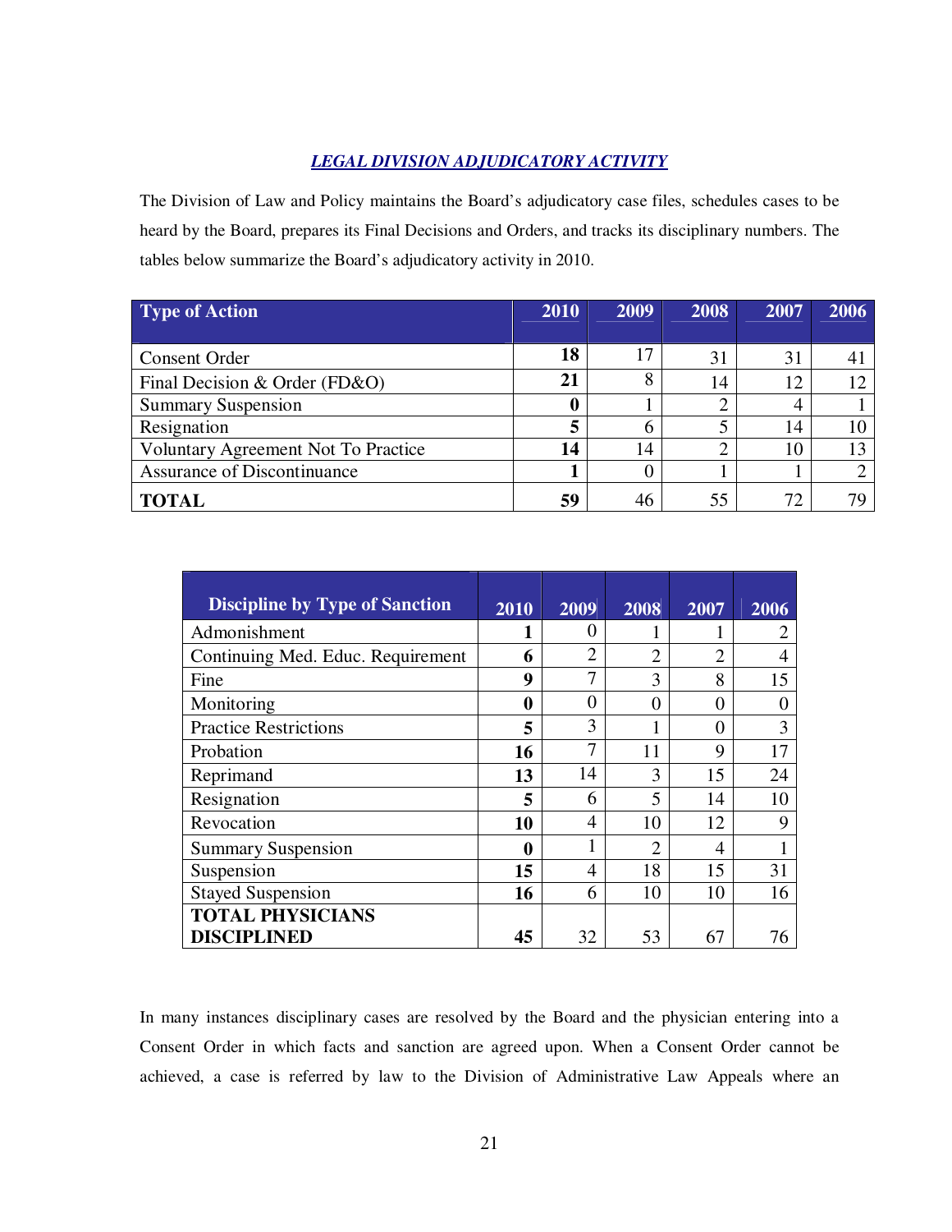## *LEGAL DIVISION ADJUDICATORY ACTIVITY*

The Division of Law and Policy maintains the Board's adjudicatory case files, schedules cases to be heard by the Board, prepares its Final Decisions and Orders, and tracks its disciplinary numbers. The tables below summarize the Board's adjudicatory activity in 2010.

| Type of Action | 2010 | 2009 | 2008 | 2007 | 2006 |
|---|---|---|---|---|---|
| Consent Order | **18** | 17 | 31 | 31 | 41 |
| Final Decision & Order (FD&O) | **21** | 8 | 14 | 12 | 12 |
| Summary Suspension | **0** | 1 | 2 | 4 | 1 |
| Resignation | **5** | 6 | 5 | 14 | 10 |
| Voluntary Agreement Not To Practice | **14** | 14 | 2 | 10 | 13 |
| Assurance of Discontinuance | **1** | 0 | 1 | 1 | 2 |
| **TOTAL** | **59** | 46 | 55 | 72 | 79 |

| Discipline by Type of Sanction | 2010 | 2009 | 2008 | 2007 | 2006 |
|---|---|---|---|---|---|
| Admonishment | **1** | 0 | 1 | 1 | 2 |
| Continuing Med. Educ. Requirement | **6** | 2 | 2 | 2 | 4 |
| Fine | **9** | 7 | 3 | 8 | 15 |
| Monitoring | **0** | 0 | 0 | 0 | 0 |
| Practice Restrictions | **5** | 3 | 1 | 0 | 3 |
| Probation | **16** | 7 | 11 | 9 | 17 |
| Reprimand | **13** | 14 | 3 | 15 | 24 |
| Resignation | **5** | 6 | 5 | 14 | 10 |
| Revocation | **10** | 4 | 10 | 12 | 9 |
| Summary Suspension | **0** | 1 | 2 | 4 | 1 |
| Suspension | **15** | 4 | 18 | 15 | 31 |
| Stayed Suspension | **16** | 6 | 10 | 10 | 16 |
| **TOTAL PHYSICIANS DISCIPLINED** | **45** | 32 | 53 | 67 | 76 |

In many instances disciplinary cases are resolved by the Board and the physician entering into a Consent Order in which facts and sanction are agreed upon. When a Consent Order cannot be achieved, a case is referred by law to the Division of Administrative Law Appeals where an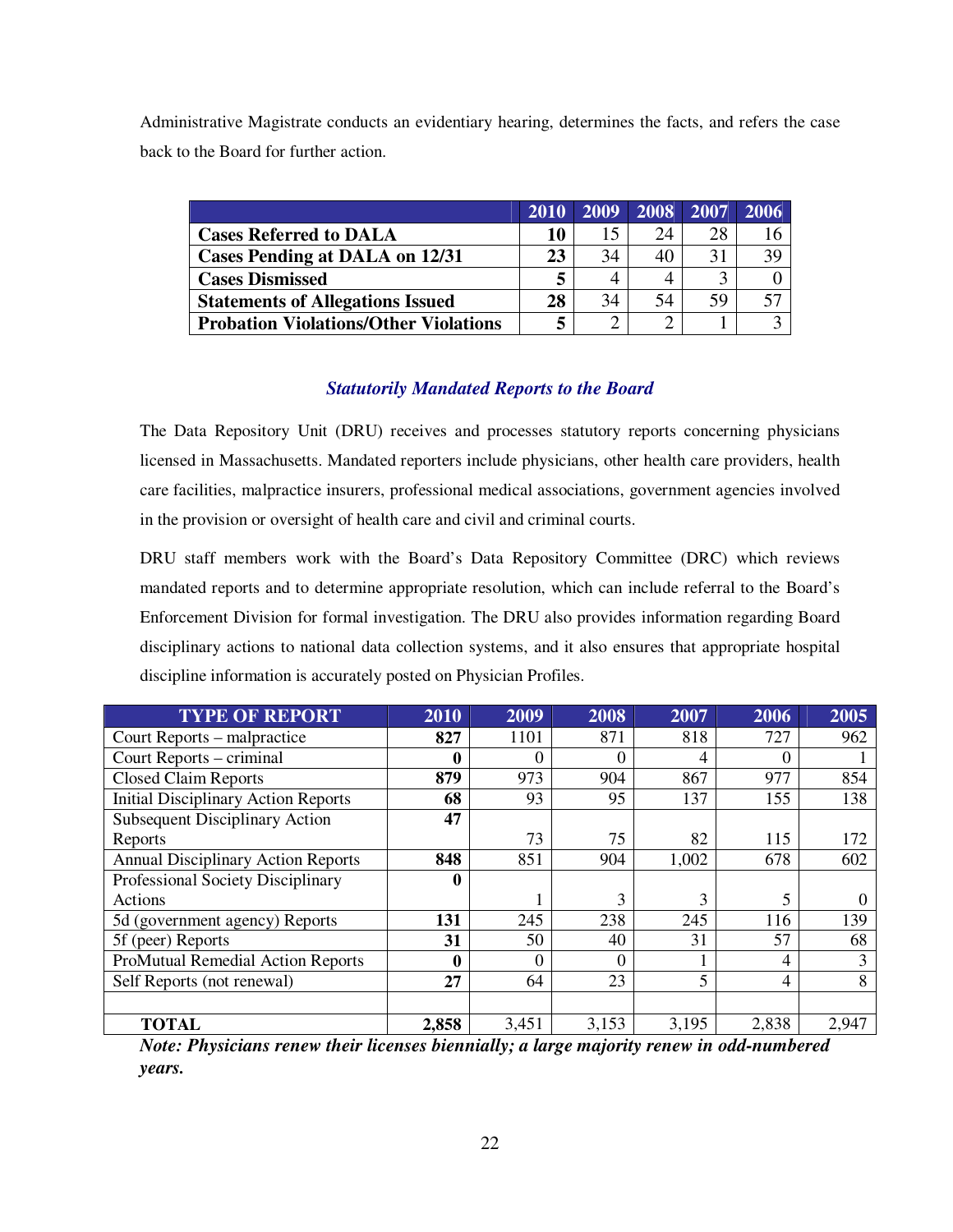Administrative Magistrate conducts an evidentiary hearing, determines the facts, and refers the case back to the Board for further action.

| | 2010 | 2009 | 2008 | 2007 | 2006 |
|---|---|---|---|---|---|
| **Cases Referred to DALA** | **10** | 15 | 24 | 28 | 16 |
| **Cases Pending at DALA on 12/31** | **23** | 34 | 40 | 31 | 39 |
| **Cases Dismissed** | **5** | 4 | 4 | 3 | 0 |
| **Statements of Allegations Issued** | **28** | 34 | 54 | 59 | 57 |
| **Probation Violations/Other Violations** | **5** | 2 | 2 | 1 | 3 |

### *Statutorily Mandated Reports to the Board*

The Data Repository Unit (DRU) receives and processes statutory reports concerning physicians licensed in Massachusetts. Mandated reporters include physicians, other health care providers, health care facilities, malpractice insurers, professional medical associations, government agencies involved in the provision or oversight of health care and civil and criminal courts.

DRU staff members work with the Board's Data Repository Committee (DRC) which reviews mandated reports and to determine appropriate resolution, which can include referral to the Board's Enforcement Division for formal investigation. The DRU also provides information regarding Board disciplinary actions to national data collection systems, and it also ensures that appropriate hospital discipline information is accurately posted on Physician Profiles.

| TYPE OF REPORT | 2010 | 2009 | 2008 | 2007 | 2006 | 2005 |
|---|---|---|---|---|---|---|
| Court Reports – malpractice | **827** | 1101 | 871 | 818 | 727 | 962 |
| Court Reports – criminal | **0** | 0 | 0 | 4 | 0 | 1 |
| Closed Claim Reports | **879** | 973 | 904 | 867 | 977 | 854 |
| Initial Disciplinary Action Reports | **68** | 93 | 95 | 137 | 155 | 138 |
| Subsequent Disciplinary Action Reports | **47** | 73 | 75 | 82 | 115 | 172 |
| Annual Disciplinary Action Reports | **848** | 851 | 904 | 1,002 | 678 | 602 |
| Professional Society Disciplinary Actions | **0** | 1 | 3 | 3 | 5 | 0 |
| 5d (government agency) Reports | **131** | 245 | 238 | 245 | 116 | 139 |
| 5f (peer) Reports | **31** | 50 | 40 | 31 | 57 | 68 |
| ProMutual Remedial Action Reports | **0** | 0 | 0 | 1 | 4 | 3 |
| Self Reports (not renewal) | **27** | 64 | 23 | 5 | 4 | 8 |
| | | | | | | |
| **TOTAL** | **2,858** | 3,451 | 3,153 | 3,195 | 2,838 | 2,947 |

***Note: Physicians renew their licenses biennially; a large majority renew in odd-numbered years.***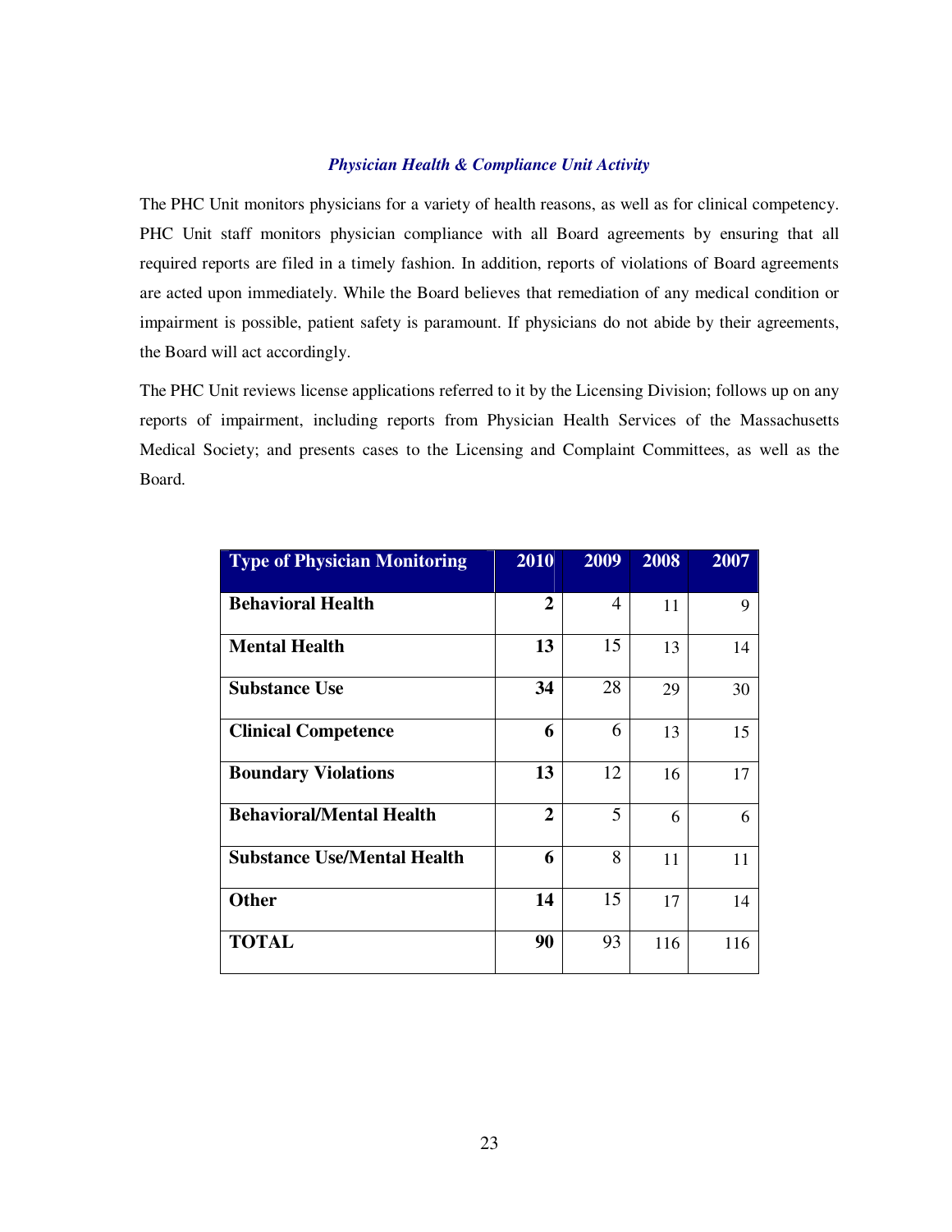### *Physician Health & Compliance Unit Activity*

The PHC Unit monitors physicians for a variety of health reasons, as well as for clinical competency. PHC Unit staff monitors physician compliance with all Board agreements by ensuring that all required reports are filed in a timely fashion. In addition, reports of violations of Board agreements are acted upon immediately. While the Board believes that remediation of any medical condition or impairment is possible, patient safety is paramount. If physicians do not abide by their agreements, the Board will act accordingly.

The PHC Unit reviews license applications referred to it by the Licensing Division; follows up on any reports of impairment, including reports from Physician Health Services of the Massachusetts Medical Society; and presents cases to the Licensing and Complaint Committees, as well as the Board.

| Type of Physician Monitoring | 2010 | 2009 | 2008 | 2007 |
|---|---|---|---|---|
| **Behavioral Health** | **2** | 4 | 11 | 9 |
| **Mental Health** | **13** | 15 | 13 | 14 |
| **Substance Use** | **34** | 28 | 29 | 30 |
| **Clinical Competence** | **6** | 6 | 13 | 15 |
| **Boundary Violations** | **13** | 12 | 16 | 17 |
| **Behavioral/Mental Health** | **2** | 5 | 6 | 6 |
| **Substance Use/Mental Health** | **6** | 8 | 11 | 11 |
| **Other** | **14** | 15 | 17 | 14 |
| **TOTAL** | **90** | 93 | 116 | 116 |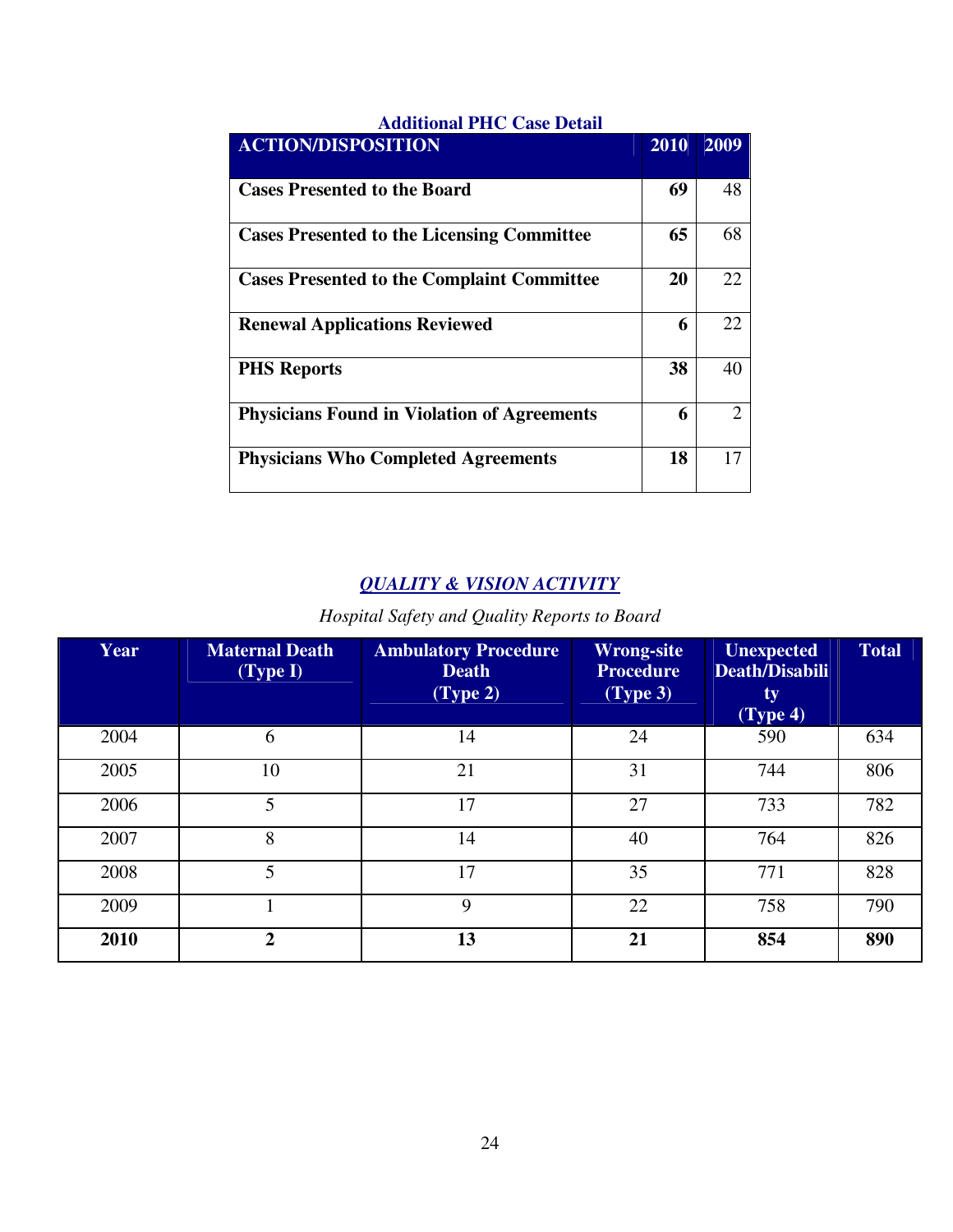**Additional PHC Case Detail**

| ACTION/DISPOSITION | 2010 | 2009 |
|---|---|---|
| **Cases Presented to the Board** | **69** | 48 |
| **Cases Presented to the Licensing Committee** | **65** | 68 |
| **Cases Presented to the Complaint Committee** | **20** | 22 |
| **Renewal Applications Reviewed** | **6** | 22 |
| **PHS Reports** | **38** | 40 |
| **Physicians Found in Violation of Agreements** | **6** | 2 |
| **Physicians Who Completed Agreements** | **18** | 17 |

## *QUALITY & VISION ACTIVITY*

*Hospital Safety and Quality Reports to Board*

| Year | Maternal Death (Type I) | Ambulatory Procedure Death (Type 2) | Wrong-site Procedure (Type 3) | Unexpected Death/Disability (Type 4) | Total |
|---|---|---|---|---|---|
| 2004 | 6 | 14 | 24 | 590 | 634 |
| 2005 | 10 | 21 | 31 | 744 | 806 |
| 2006 | 5 | 17 | 27 | 733 | 782 |
| 2007 | 8 | 14 | 40 | 764 | 826 |
| 2008 | 5 | 17 | 35 | 771 | 828 |
| 2009 | 1 | 9 | 22 | 758 | 790 |
| **2010** | **2** | **13** | **21** | **854** | **890** |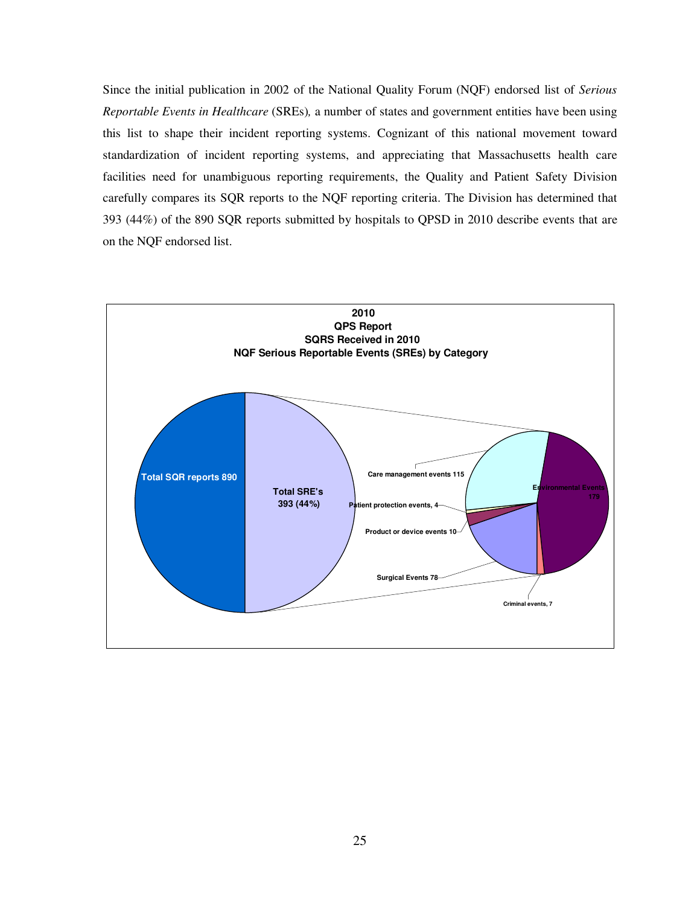Since the initial publication in 2002 of the National Quality Forum (NQF) endorsed list of *Serious Reportable Events in Healthcare* (SREs), a number of states and government entities have been using this list to shape their incident reporting systems. Cognizant of this national movement toward standardization of incident reporting systems, and appreciating that Massachusetts health care facilities need for unambiguous reporting requirements, the Quality and Patient Safety Division carefully compares its SQR reports to the NQF reporting criteria. The Division has determined that 393 (44%) of the 890 SQR reports submitted by hospitals to QPSD in 2010 describe events that are on the NQF endorsed list.

**2010**
**QPS Report**
**SQRS Received in 2010**
**NQF Serious Reportable Events (SREs) by Category**

Total SQR reports 890

Total SRE's 393 (44%)

Care management events 115

Environmental Events 179

Patient protection events, 4

Product or device events 10

Surgical Events 78

Criminal events, 7